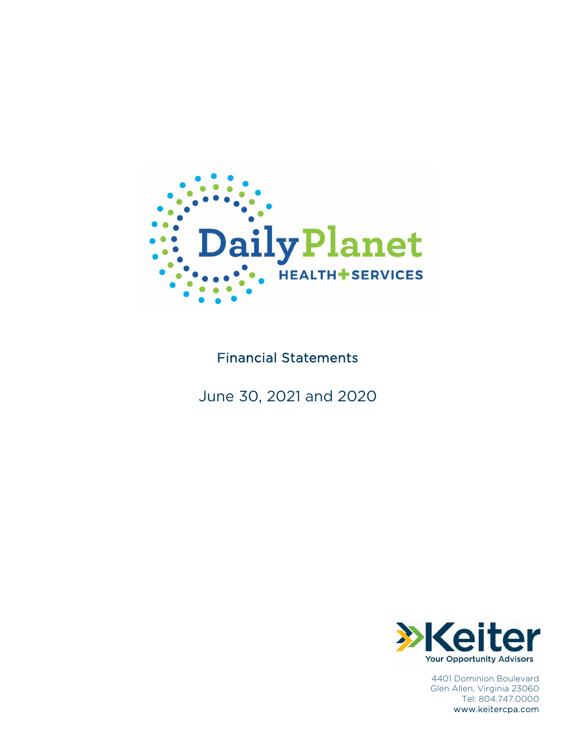# Daily Planet Health + Services

## Financial Statements

June 30, 2021 and 2020

Keiter
Your Opportunity Advisors

4401 Dominion Boulevard
Glen Allen, Virginia 23060
Tel: 804.747.0000
www.keitercpa.com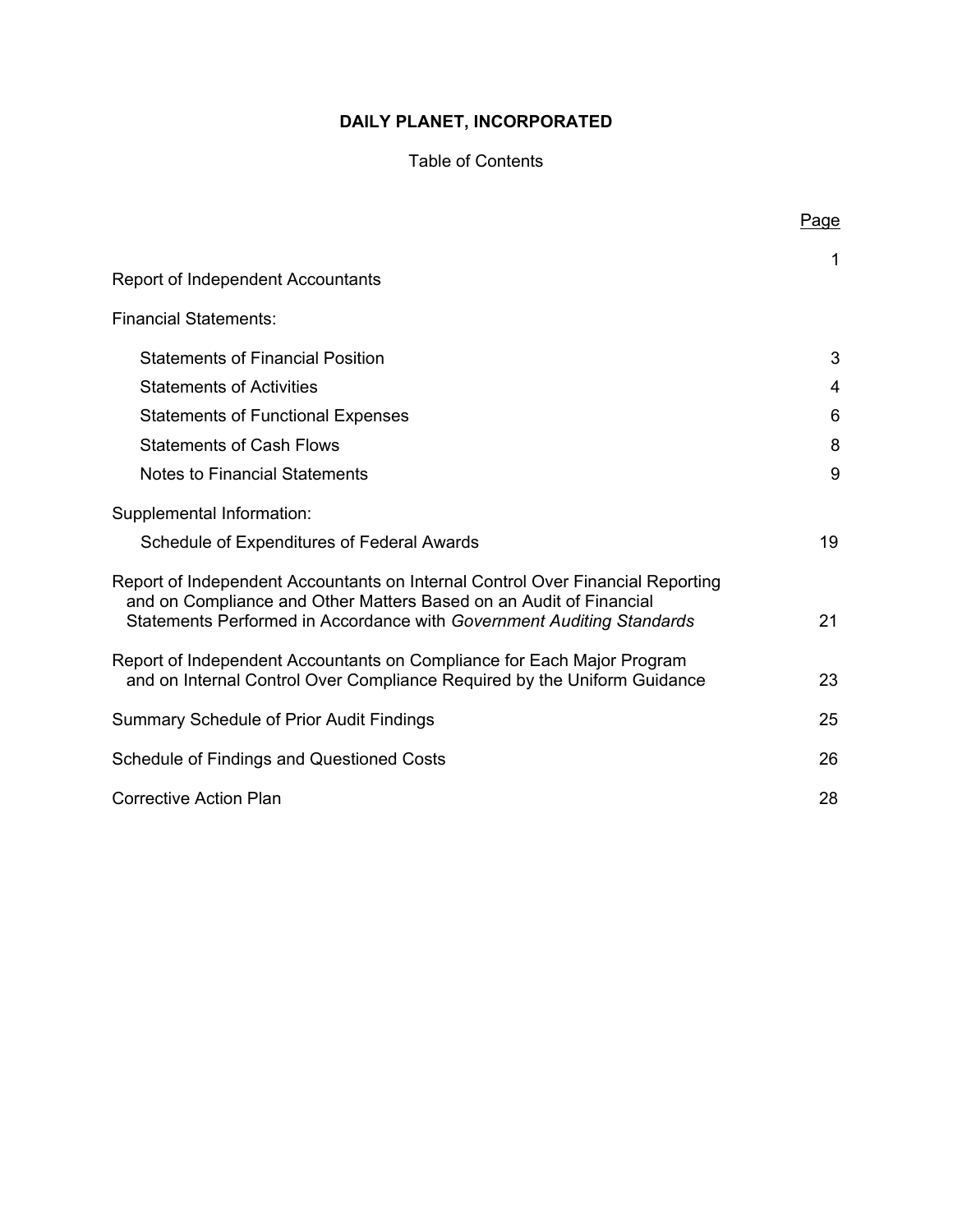# DAILY PLANET, INCORPORATED

Table of Contents

| | Page |
|---|---|
| Report of Independent Accountants | 1 |
| Financial Statements: | |
| Statements of Financial Position | 3 |
| Statements of Activities | 4 |
| Statements of Functional Expenses | 6 |
| Statements of Cash Flows | 8 |
| Notes to Financial Statements | 9 |
| Supplemental Information: | |
| Schedule of Expenditures of Federal Awards | 19 |
| Report of Independent Accountants on Internal Control Over Financial Reporting and on Compliance and Other Matters Based on an Audit of Financial Statements Performed in Accordance with *Government Auditing Standards* | 21 |
| Report of Independent Accountants on Compliance for Each Major Program and on Internal Control Over Compliance Required by the Uniform Guidance | 23 |
| Summary Schedule of Prior Audit Findings | 25 |
| Schedule of Findings and Questioned Costs | 26 |
| Corrective Action Plan | 28 |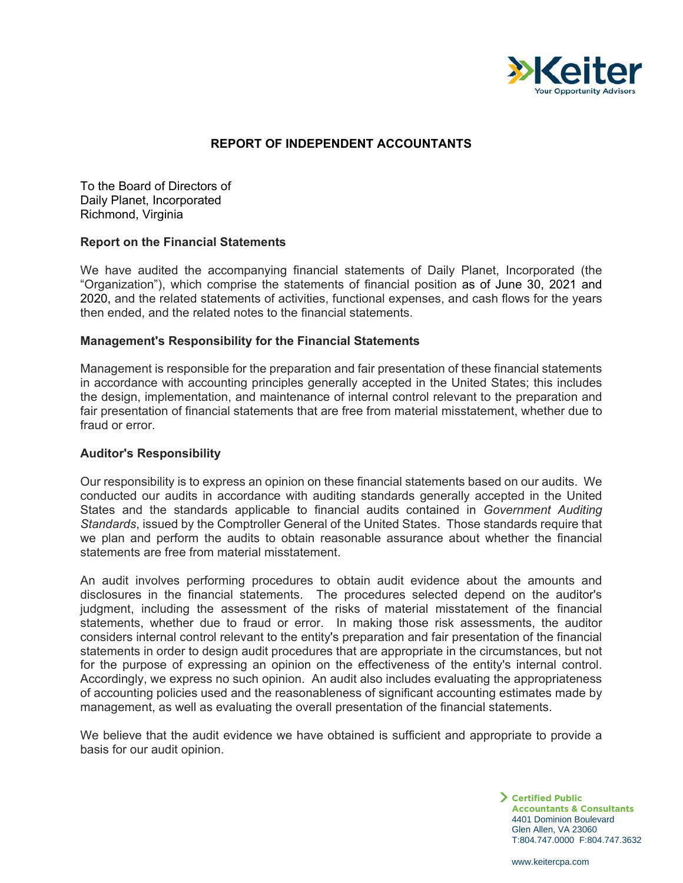Keiter
Your Opportunity Advisors

## REPORT OF INDEPENDENT ACCOUNTANTS

To the Board of Directors of
Daily Planet, Incorporated
Richmond, Virginia

### Report on the Financial Statements

We have audited the accompanying financial statements of Daily Planet, Incorporated (the "Organization"), which comprise the statements of financial position as of June 30, 2021 and 2020, and the related statements of activities, functional expenses, and cash flows for the years then ended, and the related notes to the financial statements.

### Management's Responsibility for the Financial Statements

Management is responsible for the preparation and fair presentation of these financial statements in accordance with accounting principles generally accepted in the United States; this includes the design, implementation, and maintenance of internal control relevant to the preparation and fair presentation of financial statements that are free from material misstatement, whether due to fraud or error.

### Auditor's Responsibility

Our responsibility is to express an opinion on these financial statements based on our audits. We conducted our audits in accordance with auditing standards generally accepted in the United States and the standards applicable to financial audits contained in *Government Auditing Standards*, issued by the Comptroller General of the United States. Those standards require that we plan and perform the audits to obtain reasonable assurance about whether the financial statements are free from material misstatement.

An audit involves performing procedures to obtain audit evidence about the amounts and disclosures in the financial statements. The procedures selected depend on the auditor's judgment, including the assessment of the risks of material misstatement of the financial statements, whether due to fraud or error. In making those risk assessments, the auditor considers internal control relevant to the entity's preparation and fair presentation of the financial statements in order to design audit procedures that are appropriate in the circumstances, but not for the purpose of expressing an opinion on the effectiveness of the entity's internal control. Accordingly, we express no such opinion. An audit also includes evaluating the appropriateness of accounting policies used and the reasonableness of significant accounting estimates made by management, as well as evaluating the overall presentation of the financial statements.

We believe that the audit evidence we have obtained is sufficient and appropriate to provide a basis for our audit opinion.

**Certified Public Accountants & Consultants**
4401 Dominion Boulevard
Glen Allen, VA 23060
T:804.747.0000 F:804.747.3632

www.keitercpa.com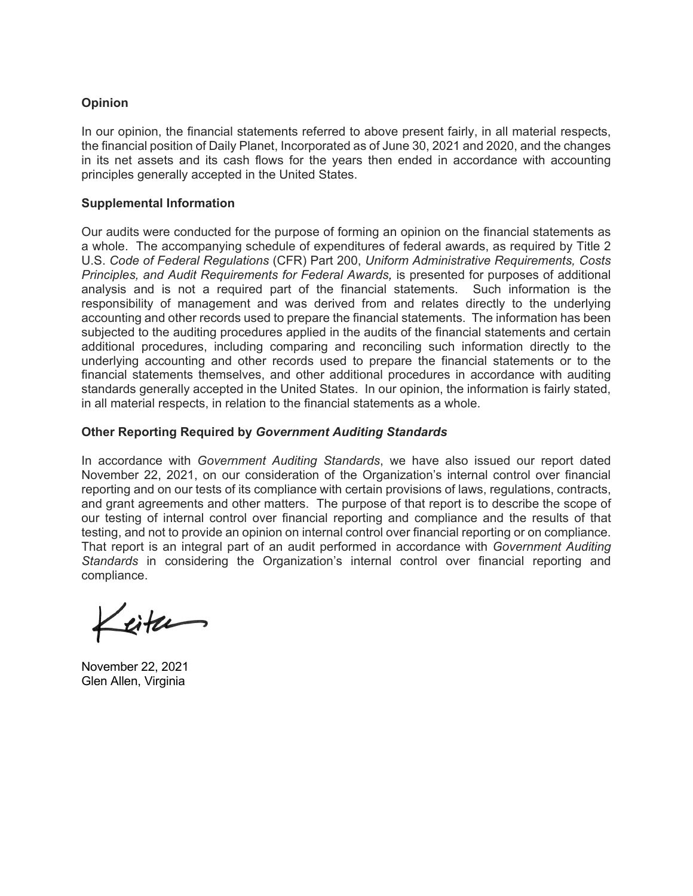### Opinion

In our opinion, the financial statements referred to above present fairly, in all material respects, the financial position of Daily Planet, Incorporated as of June 30, 2021 and 2020, and the changes in its net assets and its cash flows for the years then ended in accordance with accounting principles generally accepted in the United States.

### Supplemental Information

Our audits were conducted for the purpose of forming an opinion on the financial statements as a whole. The accompanying schedule of expenditures of federal awards, as required by Title 2 U.S. *Code of Federal Regulations* (CFR) Part 200, *Uniform Administrative Requirements, Costs Principles, and Audit Requirements for Federal Awards,* is presented for purposes of additional analysis and is not a required part of the financial statements. Such information is the responsibility of management and was derived from and relates directly to the underlying accounting and other records used to prepare the financial statements. The information has been subjected to the auditing procedures applied in the audits of the financial statements and certain additional procedures, including comparing and reconciling such information directly to the underlying accounting and other records used to prepare the financial statements or to the financial statements themselves, and other additional procedures in accordance with auditing standards generally accepted in the United States. In our opinion, the information is fairly stated, in all material respects, in relation to the financial statements as a whole.

### Other Reporting Required by *Government Auditing Standards*

In accordance with *Government Auditing Standards*, we have also issued our report dated November 22, 2021, on our consideration of the Organization's internal control over financial reporting and on our tests of its compliance with certain provisions of laws, regulations, contracts, and grant agreements and other matters. The purpose of that report is to describe the scope of our testing of internal control over financial reporting and compliance and the results of that testing, and not to provide an opinion on internal control over financial reporting or on compliance. That report is an integral part of an audit performed in accordance with *Government Auditing Standards* in considering the Organization's internal control over financial reporting and compliance.

Keiter

November 22, 2021
Glen Allen, Virginia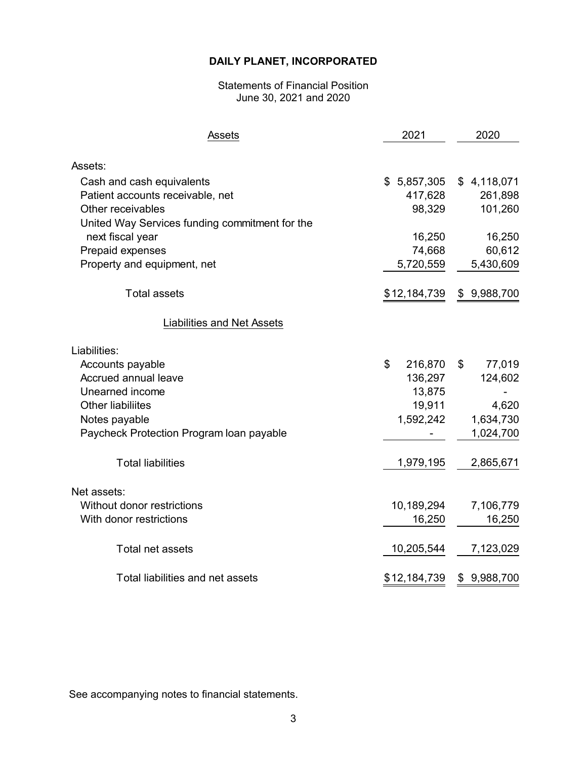# DAILY PLANET, INCORPORATED

Statements of Financial Position
June 30, 2021 and 2020

| Assets | 2021 | 2020 |
| --- | --- | --- |
| Assets: | | |
| Cash and cash equivalents | $ 5,857,305 | $ 4,118,071 |
| Patient accounts receivable, net | 417,628 | 261,898 |
| Other receivables | 98,329 | 101,260 |
| United Way Services funding commitment for the next fiscal year | 16,250 | 16,250 |
| Prepaid expenses | 74,668 | 60,612 |
| Property and equipment, net | 5,720,559 | 5,430,609 |
| Total assets | $12,184,739 | $ 9,988,700 |
| **Liabilities and Net Assets** | | |
| Liabilities: | | |
| Accounts payable | $ 216,870 | $ 77,019 |
| Accrued annual leave | 136,297 | 124,602 |
| Unearned income | 13,875 | - |
| Other liabiliites | 19,911 | 4,620 |
| Notes payable | 1,592,242 | 1,634,730 |
| Paycheck Protection Program loan payable | - | 1,024,700 |
| Total liabilities | 1,979,195 | 2,865,671 |
| Net assets: | | |
| Without donor restrictions | 10,189,294 | 7,106,779 |
| With donor restrictions | 16,250 | 16,250 |
| Total net assets | 10,205,544 | 7,123,029 |
| Total liabilities and net assets | $12,184,739 | $ 9,988,700 |

See accompanying notes to financial statements.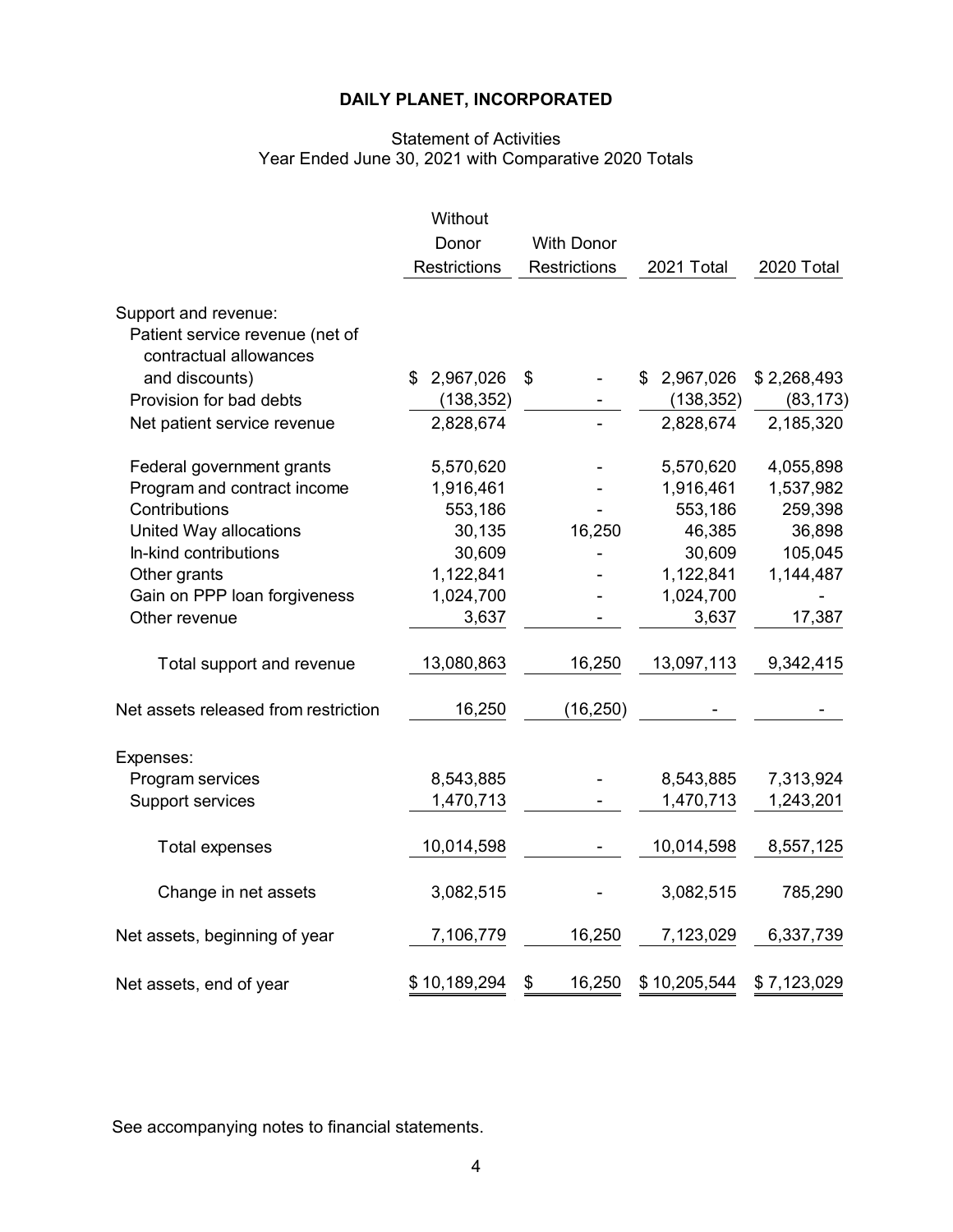# DAILY PLANET, INCORPORATED

## Statement of Activities
## Year Ended June 30, 2021 with Comparative 2020 Totals

| | Without Donor Restrictions | With Donor Restrictions | 2021 Total | 2020 Total |
|---|---|---|---|---|
| Support and revenue: | | | | |
| Patient service revenue (net of contractual allowances and discounts) | $ 2,967,026 | $ - | $ 2,967,026 | $ 2,268,493 |
| Provision for bad debts | (138,352) | - | (138,352) | (83,173) |
| Net patient service revenue | 2,828,674 | - | 2,828,674 | 2,185,320 |
| Federal government grants | 5,570,620 | - | 5,570,620 | 4,055,898 |
| Program and contract income | 1,916,461 | - | 1,916,461 | 1,537,982 |
| Contributions | 553,186 | - | 553,186 | 259,398 |
| United Way allocations | 30,135 | 16,250 | 46,385 | 36,898 |
| In-kind contributions | 30,609 | - | 30,609 | 105,045 |
| Other grants | 1,122,841 | - | 1,122,841 | 1,144,487 |
| Gain on PPP loan forgiveness | 1,024,700 | - | 1,024,700 | - |
| Other revenue | 3,637 | - | 3,637 | 17,387 |
| Total support and revenue | 13,080,863 | 16,250 | 13,097,113 | 9,342,415 |
| Net assets released from restriction | 16,250 | (16,250) | - | - |
| Expenses: | | | | |
| Program services | 8,543,885 | - | 8,543,885 | 7,313,924 |
| Support services | 1,470,713 | - | 1,470,713 | 1,243,201 |
| Total expenses | 10,014,598 | - | 10,014,598 | 8,557,125 |
| Change in net assets | 3,082,515 | - | 3,082,515 | 785,290 |
| Net assets, beginning of year | 7,106,779 | 16,250 | 7,123,029 | 6,337,739 |
| Net assets, end of year | $ 10,189,294 | $ 16,250 | $ 10,205,544 | $ 7,123,029 |

See accompanying notes to financial statements.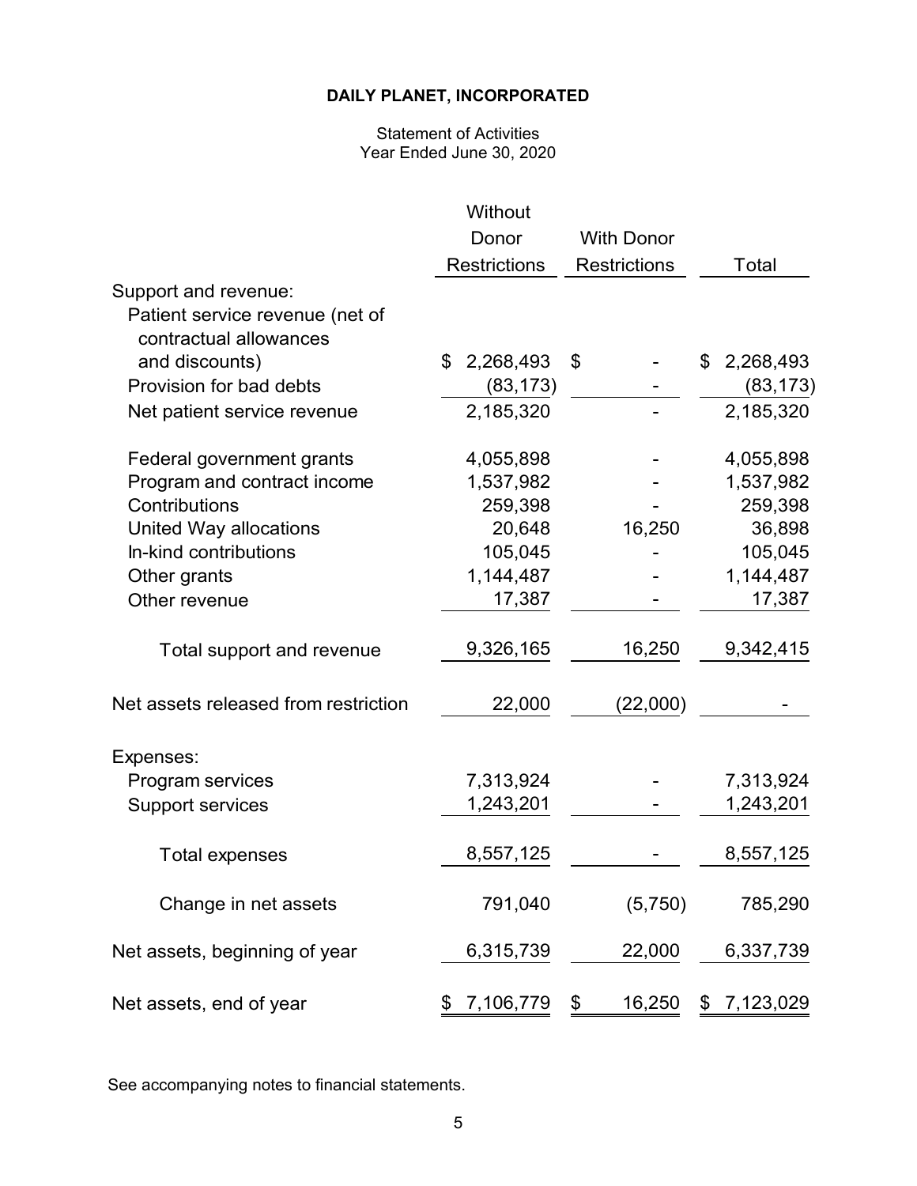**DAILY PLANET, INCORPORATED**

Statement of Activities
Year Ended June 30, 2020

| | Without Donor Restrictions | With Donor Restrictions | Total |
|---|---|---|---|
| Support and revenue: | | | |
| Patient service revenue (net of contractual allowances and discounts) | $ 2,268,493 | $ - | $ 2,268,493 |
| Provision for bad debts | (83,173) | - | (83,173) |
| Net patient service revenue | 2,185,320 | - | 2,185,320 |
| Federal government grants | 4,055,898 | - | 4,055,898 |
| Program and contract income | 1,537,982 | - | 1,537,982 |
| Contributions | 259,398 | - | 259,398 |
| United Way allocations | 20,648 | 16,250 | 36,898 |
| In-kind contributions | 105,045 | - | 105,045 |
| Other grants | 1,144,487 | - | 1,144,487 |
| Other revenue | 17,387 | - | 17,387 |
| Total support and revenue | 9,326,165 | 16,250 | 9,342,415 |
| Net assets released from restriction | 22,000 | (22,000) | - |
| Expenses: | | | |
| Program services | 7,313,924 | - | 7,313,924 |
| Support services | 1,243,201 | - | 1,243,201 |
| Total expenses | 8,557,125 | - | 8,557,125 |
| Change in net assets | 791,040 | (5,750) | 785,290 |
| Net assets, beginning of year | 6,315,739 | 22,000 | 6,337,739 |
| Net assets, end of year | $ 7,106,779 | $ 16,250 | $ 7,123,029 |

See accompanying notes to financial statements.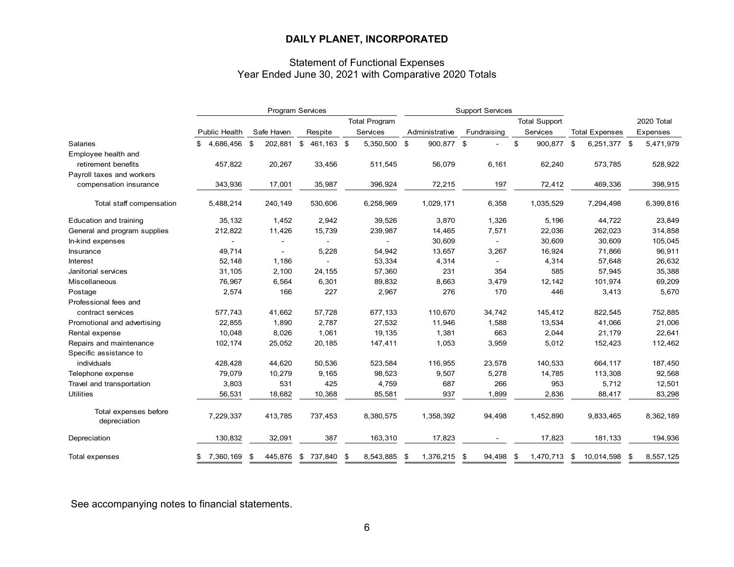# DAILY PLANET, INCORPORATED

## Statement of Functional Expenses
### Year Ended June 30, 2021 with Comparative 2020 Totals

| | Program Services | | | | Support Services | | | | |
|---|---|---|---|---|---|---|---|---|---|
| | Public Health | Safe Haven | Respite | Total Program Services | Administrative | Fundraising | Total Support Services | Total Expenses | 2020 Total Expenses |
| Salaries | $ 4,686,456 | $ 202,881 | $ 461,163 | $ 5,350,500 | $ 900,877 | $ - | $ 900,877 | $ 6,251,377 | $ 5,471,979 |
| Employee health and retirement benefits | 457,822 | 20,267 | 33,456 | 511,545 | 56,079 | 6,161 | 62,240 | 573,785 | 528,922 |
| Payroll taxes and workers compensation insurance | 343,936 | 17,001 | 35,987 | 396,924 | 72,215 | 197 | 72,412 | 469,336 | 398,915 |
| Total staff compensation | 5,488,214 | 240,149 | 530,606 | 6,258,969 | 1,029,171 | 6,358 | 1,035,529 | 7,294,498 | 6,399,816 |
| Education and training | 35,132 | 1,452 | 2,942 | 39,526 | 3,870 | 1,326 | 5,196 | 44,722 | 23,849 |
| General and program supplies | 212,822 | 11,426 | 15,739 | 239,987 | 14,465 | 7,571 | 22,036 | 262,023 | 314,858 |
| In-kind expenses | - | - | - | - | 30,609 | - | 30,609 | 30,609 | 105,045 |
| Insurance | 49,714 | - | 5,228 | 54,942 | 13,657 | 3,267 | 16,924 | 71,866 | 96,911 |
| Interest | 52,148 | 1,186 | - | 53,334 | 4,314 | - | 4,314 | 57,648 | 26,632 |
| Janitorial services | 31,105 | 2,100 | 24,155 | 57,360 | 231 | 354 | 585 | 57,945 | 35,388 |
| Miscellaneous | 76,967 | 6,564 | 6,301 | 89,832 | 8,663 | 3,479 | 12,142 | 101,974 | 69,209 |
| Postage | 2,574 | 166 | 227 | 2,967 | 276 | 170 | 446 | 3,413 | 5,670 |
| Professional fees and contract services | 577,743 | 41,662 | 57,728 | 677,133 | 110,670 | 34,742 | 145,412 | 822,545 | 752,885 |
| Promotional and advertising | 22,855 | 1,890 | 2,787 | 27,532 | 11,946 | 1,588 | 13,534 | 41,066 | 21,006 |
| Rental expense | 10,048 | 8,026 | 1,061 | 19,135 | 1,381 | 663 | 2,044 | 21,179 | 22,641 |
| Repairs and maintenance | 102,174 | 25,052 | 20,185 | 147,411 | 1,053 | 3,959 | 5,012 | 152,423 | 112,462 |
| Specific assistance to individuals | 428,428 | 44,620 | 50,536 | 523,584 | 116,955 | 23,578 | 140,533 | 664,117 | 187,450 |
| Telephone expense | 79,079 | 10,279 | 9,165 | 98,523 | 9,507 | 5,278 | 14,785 | 113,308 | 92,568 |
| Travel and transportation | 3,803 | 531 | 425 | 4,759 | 687 | 266 | 953 | 5,712 | 12,501 |
| Utilities | 56,531 | 18,682 | 10,368 | 85,581 | 937 | 1,899 | 2,836 | 88,417 | 83,298 |
| Total expenses before depreciation | 7,229,337 | 413,785 | 737,453 | 8,380,575 | 1,358,392 | 94,498 | 1,452,890 | 9,833,465 | 8,362,189 |
| Depreciation | 130,832 | 32,091 | 387 | 163,310 | 17,823 | - | 17,823 | 181,133 | 194,936 |
| Total expenses | $ 7,360,169 | $ 445,876 | $ 737,840 | $ 8,543,885 | $ 1,376,215 | $ 94,498 | $ 1,470,713 | $ 10,014,598 | $ 8,557,125 |

See accompanying notes to financial statements.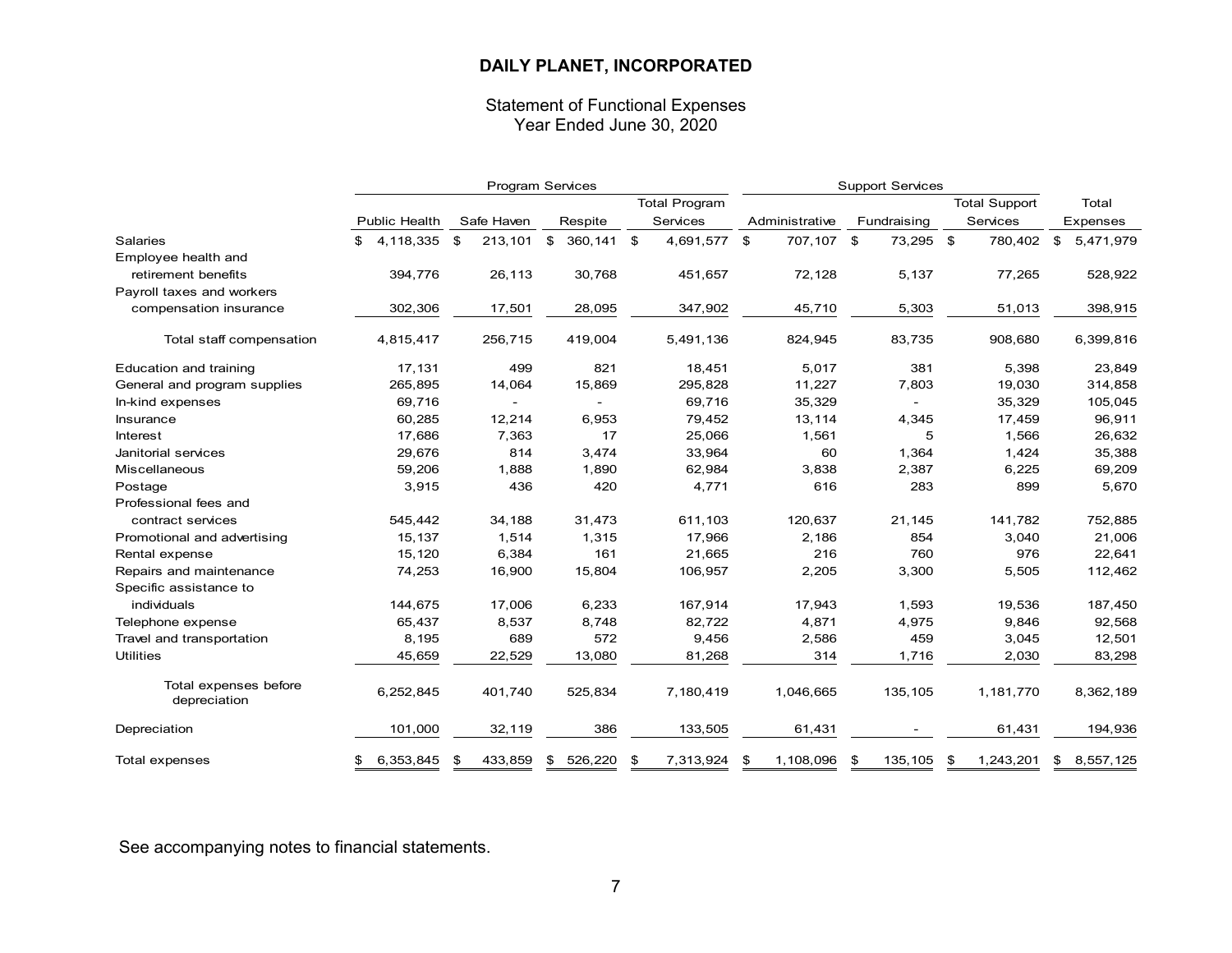# DAILY PLANET, INCORPORATED

## Statement of Functional Expenses
Year Ended June 30, 2020

| | Program Services | | | | Support Services | | | |
|---|---|---|---|---|---|---|---|---|
| | Public Health | Safe Haven | Respite | Total Program Services | Administrative | Fundraising | Total Support Services | Total Expenses |
| Salaries | $ 4,118,335 | $ 213,101 | $ 360,141 | $ 4,691,577 | $ 707,107 | $ 73,295 | $ 780,402 | $ 5,471,979 |
| Employee health and retirement benefits | 394,776 | 26,113 | 30,768 | 451,657 | 72,128 | 5,137 | 77,265 | 528,922 |
| Payroll taxes and workers compensation insurance | 302,306 | 17,501 | 28,095 | 347,902 | 45,710 | 5,303 | 51,013 | 398,915 |
| Total staff compensation | 4,815,417 | 256,715 | 419,004 | 5,491,136 | 824,945 | 83,735 | 908,680 | 6,399,816 |
| Education and training | 17,131 | 499 | 821 | 18,451 | 5,017 | 381 | 5,398 | 23,849 |
| General and program supplies | 265,895 | 14,064 | 15,869 | 295,828 | 11,227 | 7,803 | 19,030 | 314,858 |
| In-kind expenses | 69,716 | - | - | 69,716 | 35,329 | - | 35,329 | 105,045 |
| Insurance | 60,285 | 12,214 | 6,953 | 79,452 | 13,114 | 4,345 | 17,459 | 96,911 |
| Interest | 17,686 | 7,363 | 17 | 25,066 | 1,561 | 5 | 1,566 | 26,632 |
| Janitorial services | 29,676 | 814 | 3,474 | 33,964 | 60 | 1,364 | 1,424 | 35,388 |
| Miscellaneous | 59,206 | 1,888 | 1,890 | 62,984 | 3,838 | 2,387 | 6,225 | 69,209 |
| Postage | 3,915 | 436 | 420 | 4,771 | 616 | 283 | 899 | 5,670 |
| Professional fees and contract services | 545,442 | 34,188 | 31,473 | 611,103 | 120,637 | 21,145 | 141,782 | 752,885 |
| Promotional and advertising | 15,137 | 1,514 | 1,315 | 17,966 | 2,186 | 854 | 3,040 | 21,006 |
| Rental expense | 15,120 | 6,384 | 161 | 21,665 | 216 | 760 | 976 | 22,641 |
| Repairs and maintenance | 74,253 | 16,900 | 15,804 | 106,957 | 2,205 | 3,300 | 5,505 | 112,462 |
| Specific assistance to individuals | 144,675 | 17,006 | 6,233 | 167,914 | 17,943 | 1,593 | 19,536 | 187,450 |
| Telephone expense | 65,437 | 8,537 | 8,748 | 82,722 | 4,871 | 4,975 | 9,846 | 92,568 |
| Travel and transportation | 8,195 | 689 | 572 | 9,456 | 2,586 | 459 | 3,045 | 12,501 |
| Utilities | 45,659 | 22,529 | 13,080 | 81,268 | 314 | 1,716 | 2,030 | 83,298 |
| Total expenses before depreciation | 6,252,845 | 401,740 | 525,834 | 7,180,419 | 1,046,665 | 135,105 | 1,181,770 | 8,362,189 |
| Depreciation | 101,000 | 32,119 | 386 | 133,505 | 61,431 | - | 61,431 | 194,936 |
| Total expenses | $ 6,353,845 | $ 433,859 | $ 526,220 | $ 7,313,924 | $ 1,108,096 | $ 135,105 | $ 1,243,201 | $ 8,557,125 |

See accompanying notes to financial statements.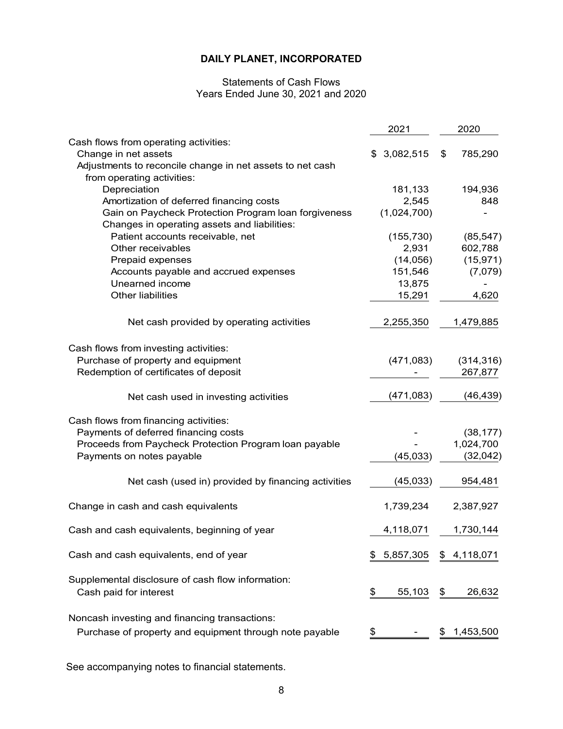# DAILY PLANET, INCORPORATED

Statements of Cash Flows
Years Ended June 30, 2021 and 2020

| | 2021 | 2020 |
|---|---|---|
| Cash flows from operating activities: | | |
| Change in net assets | $ 3,082,515 | $ 785,290 |
| Adjustments to reconcile change in net assets to net cash from operating activities: | | |
| Depreciation | 181,133 | 194,936 |
| Amortization of deferred financing costs | 2,545 | 848 |
| Gain on Paycheck Protection Program loan forgiveness | (1,024,700) | - |
| Changes in operating assets and liabilities: | | |
| Patient accounts receivable, net | (155,730) | (85,547) |
| Other receivables | 2,931 | 602,788 |
| Prepaid expenses | (14,056) | (15,971) |
| Accounts payable and accrued expenses | 151,546 | (7,079) |
| Unearned income | 13,875 | - |
| Other liabilities | 15,291 | 4,620 |
| Net cash provided by operating activities | 2,255,350 | 1,479,885 |
| Cash flows from investing activities: | | |
| Purchase of property and equipment | (471,083) | (314,316) |
| Redemption of certificates of deposit | - | 267,877 |
| Net cash used in investing activities | (471,083) | (46,439) |
| Cash flows from financing activities: | | |
| Payments of deferred financing costs | - | (38,177) |
| Proceeds from Paycheck Protection Program loan payable | - | 1,024,700 |
| Payments on notes payable | (45,033) | (32,042) |
| Net cash (used in) provided by financing activities | (45,033) | 954,481 |
| Change in cash and cash equivalents | 1,739,234 | 2,387,927 |
| Cash and cash equivalents, beginning of year | 4,118,071 | 1,730,144 |
| Cash and cash equivalents, end of year | $ 5,857,305 | $ 4,118,071 |
| Supplemental disclosure of cash flow information: | | |
| Cash paid for interest | $ 55,103 | $ 26,632 |
| Noncash investing and financing transactions: | | |
| Purchase of property and equipment through note payable | $ - | $ 1,453,500 |

See accompanying notes to financial statements.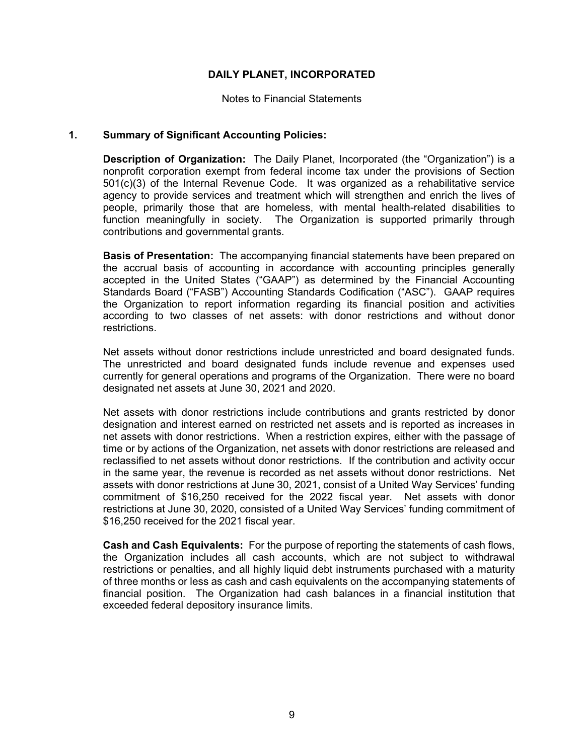# DAILY PLANET, INCORPORATED

Notes to Financial Statements

## 1. Summary of Significant Accounting Policies:

**Description of Organization:** The Daily Planet, Incorporated (the "Organization") is a nonprofit corporation exempt from federal income tax under the provisions of Section 501(c)(3) of the Internal Revenue Code. It was organized as a rehabilitative service agency to provide services and treatment which will strengthen and enrich the lives of people, primarily those that are homeless, with mental health-related disabilities to function meaningfully in society. The Organization is supported primarily through contributions and governmental grants.

**Basis of Presentation:** The accompanying financial statements have been prepared on the accrual basis of accounting in accordance with accounting principles generally accepted in the United States ("GAAP") as determined by the Financial Accounting Standards Board ("FASB") Accounting Standards Codification ("ASC"). GAAP requires the Organization to report information regarding its financial position and activities according to two classes of net assets: with donor restrictions and without donor restrictions.

Net assets without donor restrictions include unrestricted and board designated funds. The unrestricted and board designated funds include revenue and expenses used currently for general operations and programs of the Organization. There were no board designated net assets at June 30, 2021 and 2020.

Net assets with donor restrictions include contributions and grants restricted by donor designation and interest earned on restricted net assets and is reported as increases in net assets with donor restrictions. When a restriction expires, either with the passage of time or by actions of the Organization, net assets with donor restrictions are released and reclassified to net assets without donor restrictions. If the contribution and activity occur in the same year, the revenue is recorded as net assets without donor restrictions. Net assets with donor restrictions at June 30, 2021, consist of a United Way Services' funding commitment of $16,250 received for the 2022 fiscal year. Net assets with donor restrictions at June 30, 2020, consisted of a United Way Services' funding commitment of $16,250 received for the 2021 fiscal year.

**Cash and Cash Equivalents:** For the purpose of reporting the statements of cash flows, the Organization includes all cash accounts, which are not subject to withdrawal restrictions or penalties, and all highly liquid debt instruments purchased with a maturity of three months or less as cash and cash equivalents on the accompanying statements of financial position. The Organization had cash balances in a financial institution that exceeded federal depository insurance limits.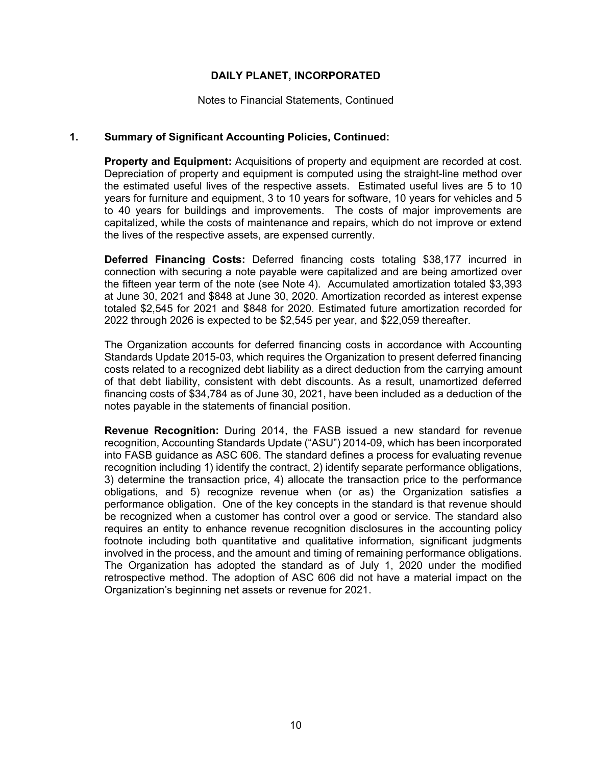# DAILY PLANET, INCORPORATED

Notes to Financial Statements, Continued

## 1. Summary of Significant Accounting Policies, Continued:

**Property and Equipment:** Acquisitions of property and equipment are recorded at cost. Depreciation of property and equipment is computed using the straight-line method over the estimated useful lives of the respective assets. Estimated useful lives are 5 to 10 years for furniture and equipment, 3 to 10 years for software, 10 years for vehicles and 5 to 40 years for buildings and improvements. The costs of major improvements are capitalized, while the costs of maintenance and repairs, which do not improve or extend the lives of the respective assets, are expensed currently.

**Deferred Financing Costs:** Deferred financing costs totaling $38,177 incurred in connection with securing a note payable were capitalized and are being amortized over the fifteen year term of the note (see Note 4). Accumulated amortization totaled $3,393 at June 30, 2021 and $848 at June 30, 2020. Amortization recorded as interest expense totaled $2,545 for 2021 and $848 for 2020. Estimated future amortization recorded for 2022 through 2026 is expected to be $2,545 per year, and $22,059 thereafter.

The Organization accounts for deferred financing costs in accordance with Accounting Standards Update 2015-03, which requires the Organization to present deferred financing costs related to a recognized debt liability as a direct deduction from the carrying amount of that debt liability, consistent with debt discounts. As a result, unamortized deferred financing costs of $34,784 as of June 30, 2021, have been included as a deduction of the notes payable in the statements of financial position.

**Revenue Recognition:** During 2014, the FASB issued a new standard for revenue recognition, Accounting Standards Update ("ASU") 2014-09, which has been incorporated into FASB guidance as ASC 606. The standard defines a process for evaluating revenue recognition including 1) identify the contract, 2) identify separate performance obligations, 3) determine the transaction price, 4) allocate the transaction price to the performance obligations, and 5) recognize revenue when (or as) the Organization satisfies a performance obligation. One of the key concepts in the standard is that revenue should be recognized when a customer has control over a good or service. The standard also requires an entity to enhance revenue recognition disclosures in the accounting policy footnote including both quantitative and qualitative information, significant judgments involved in the process, and the amount and timing of remaining performance obligations. The Organization has adopted the standard as of July 1, 2020 under the modified retrospective method. The adoption of ASC 606 did not have a material impact on the Organization's beginning net assets or revenue for 2021.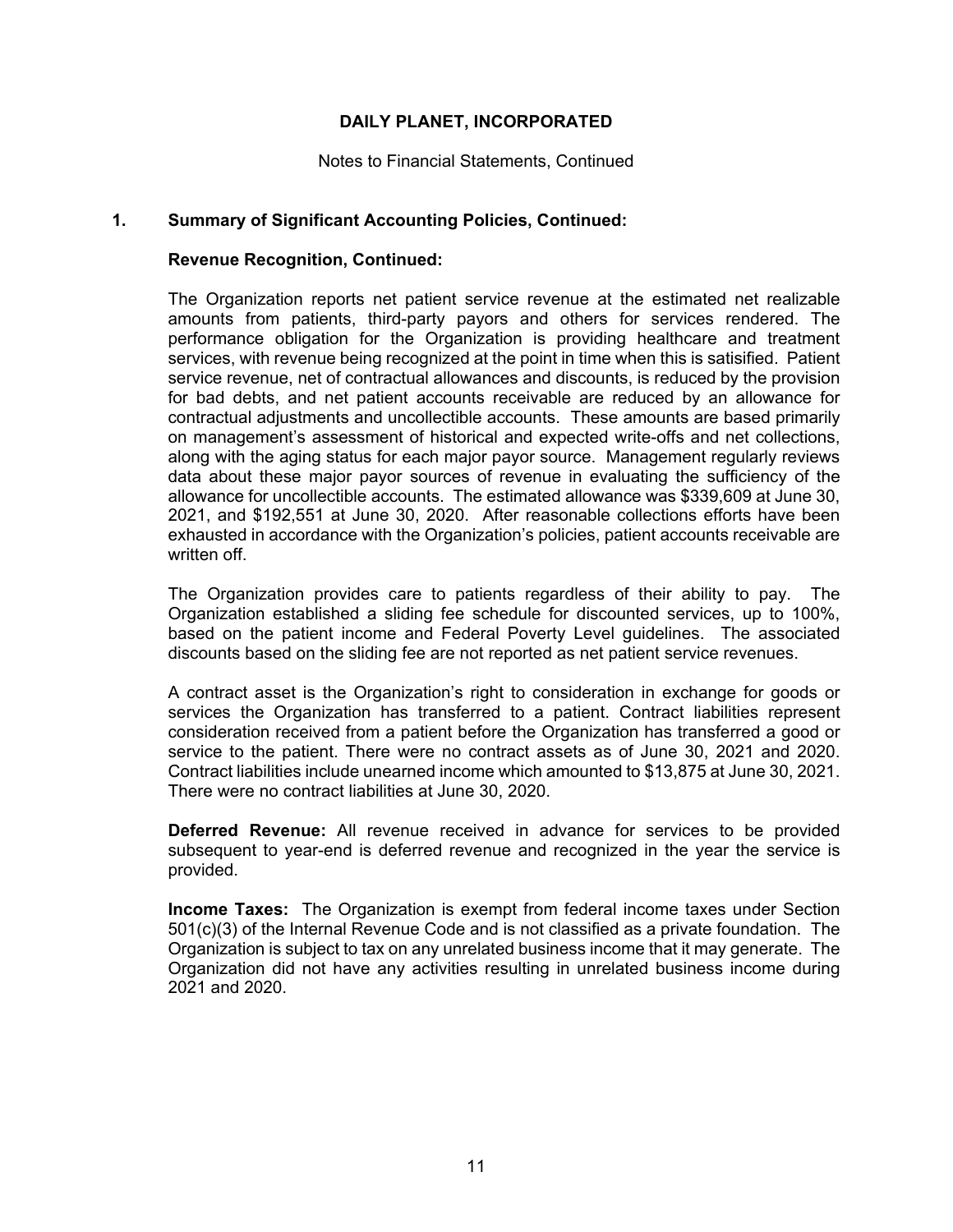# DAILY PLANET, INCORPORATED

Notes to Financial Statements, Continued

## 1. Summary of Significant Accounting Policies, Continued:

### Revenue Recognition, Continued:

The Organization reports net patient service revenue at the estimated net realizable amounts from patients, third-party payors and others for services rendered. The performance obligation for the Organization is providing healthcare and treatment services, with revenue being recognized at the point in time when this is satisisfied. Patient service revenue, net of contractual allowances and discounts, is reduced by the provision for bad debts, and net patient accounts receivable are reduced by an allowance for contractual adjustments and uncollectible accounts. These amounts are based primarily on management's assessment of historical and expected write-offs and net collections, along with the aging status for each major payor source. Management regularly reviews data about these major payor sources of revenue in evaluating the sufficiency of the allowance for uncollectible accounts. The estimated allowance was $339,609 at June 30, 2021, and $192,551 at June 30, 2020. After reasonable collections efforts have been exhausted in accordance with the Organization's policies, patient accounts receivable are written off.

The Organization provides care to patients regardless of their ability to pay. The Organization established a sliding fee schedule for discounted services, up to 100%, based on the patient income and Federal Poverty Level guidelines. The associated discounts based on the sliding fee are not reported as net patient service revenues.

A contract asset is the Organization's right to consideration in exchange for goods or services the Organization has transferred to a patient. Contract liabilities represent consideration received from a patient before the Organization has transferred a good or service to the patient. There were no contract assets as of June 30, 2021 and 2020. Contract liabilities include unearned income which amounted to $13,875 at June 30, 2021. There were no contract liabilities at June 30, 2020.

**Deferred Revenue:** All revenue received in advance for services to be provided subsequent to year-end is deferred revenue and recognized in the year the service is provided.

**Income Taxes:** The Organization is exempt from federal income taxes under Section 501(c)(3) of the Internal Revenue Code and is not classified as a private foundation. The Organization is subject to tax on any unrelated business income that it may generate. The Organization did not have any activities resulting in unrelated business income during 2021 and 2020.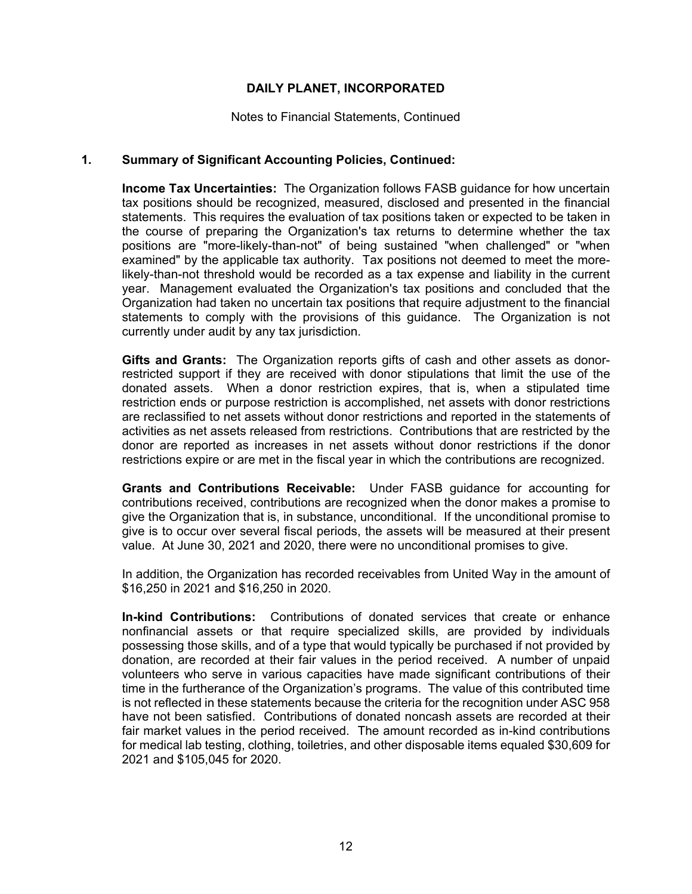## 1. Summary of Significant Accounting Policies, Continued:

**Income Tax Uncertainties:** The Organization follows FASB guidance for how uncertain tax positions should be recognized, measured, disclosed and presented in the financial statements. This requires the evaluation of tax positions taken or expected to be taken in the course of preparing the Organization's tax returns to determine whether the tax positions are "more-likely-than-not" of being sustained "when challenged" or "when examined" by the applicable tax authority. Tax positions not deemed to meet the more-likely-than-not threshold would be recorded as a tax expense and liability in the current year. Management evaluated the Organization's tax positions and concluded that the Organization had taken no uncertain tax positions that require adjustment to the financial statements to comply with the provisions of this guidance. The Organization is not currently under audit by any tax jurisdiction.

**Gifts and Grants:** The Organization reports gifts of cash and other assets as donor-restricted support if they are received with donor stipulations that limit the use of the donated assets. When a donor restriction expires, that is, when a stipulated time restriction ends or purpose restriction is accomplished, net assets with donor restrictions are reclassified to net assets without donor restrictions and reported in the statements of activities as net assets released from restrictions. Contributions that are restricted by the donor are reported as increases in net assets without donor restrictions if the donor restrictions expire or are met in the fiscal year in which the contributions are recognized.

**Grants and Contributions Receivable:** Under FASB guidance for accounting for contributions received, contributions are recognized when the donor makes a promise to give the Organization that is, in substance, unconditional. If the unconditional promise to give is to occur over several fiscal periods, the assets will be measured at their present value. At June 30, 2021 and 2020, there were no unconditional promises to give.

In addition, the Organization has recorded receivables from United Way in the amount of $16,250 in 2021 and $16,250 in 2020.

**In-kind Contributions:** Contributions of donated services that create or enhance nonfinancial assets or that require specialized skills, are provided by individuals possessing those skills, and of a type that would typically be purchased if not provided by donation, are recorded at their fair values in the period received. A number of unpaid volunteers who serve in various capacities have made significant contributions of their time in the furtherance of the Organization's programs. The value of this contributed time is not reflected in these statements because the criteria for the recognition under ASC 958 have not been satisfied. Contributions of donated noncash assets are recorded at their fair market values in the period received. The amount recorded as in-kind contributions for medical lab testing, clothing, toiletries, and other disposable items equaled $30,609 for 2021 and $105,045 for 2020.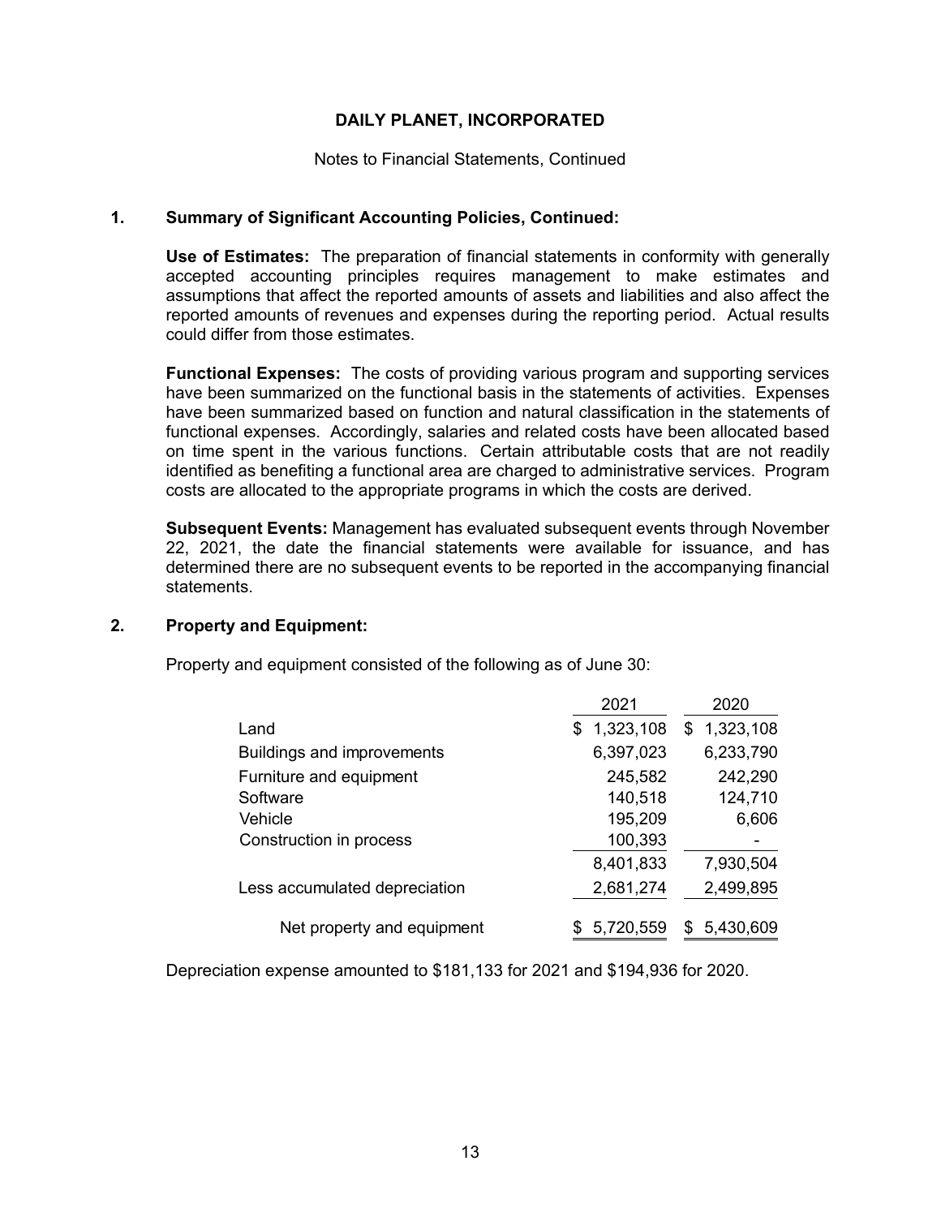# DAILY PLANET, INCORPORATED

Notes to Financial Statements, Continued

## 1. Summary of Significant Accounting Policies, Continued:

**Use of Estimates:** The preparation of financial statements in conformity with generally accepted accounting principles requires management to make estimates and assumptions that affect the reported amounts of assets and liabilities and also affect the reported amounts of revenues and expenses during the reporting period. Actual results could differ from those estimates.

**Functional Expenses:** The costs of providing various program and supporting services have been summarized on the functional basis in the statements of activities. Expenses have been summarized based on function and natural classification in the statements of functional expenses. Accordingly, salaries and related costs have been allocated based on time spent in the various functions. Certain attributable costs that are not readily identified as benefiting a functional area are charged to administrative services. Program costs are allocated to the appropriate programs in which the costs are derived.

**Subsequent Events:** Management has evaluated subsequent events through November 22, 2021, the date the financial statements were available for issuance, and has determined there are no subsequent events to be reported in the accompanying financial statements.

## 2. Property and Equipment:

Property and equipment consisted of the following as of June 30:

| | 2021 | 2020 |
|---|---|---|
| Land | $ 1,323,108 | $ 1,323,108 |
| Buildings and improvements | 6,397,023 | 6,233,790 |
| Furniture and equipment | 245,582 | 242,290 |
| Software | 140,518 | 124,710 |
| Vehicle | 195,209 | 6,606 |
| Construction in process | 100,393 | - |
| | 8,401,833 | 7,930,504 |
| Less accumulated depreciation | 2,681,274 | 2,499,895 |
| Net property and equipment | $ 5,720,559 | $ 5,430,609 |

Depreciation expense amounted to $181,133 for 2021 and $194,936 for 2020.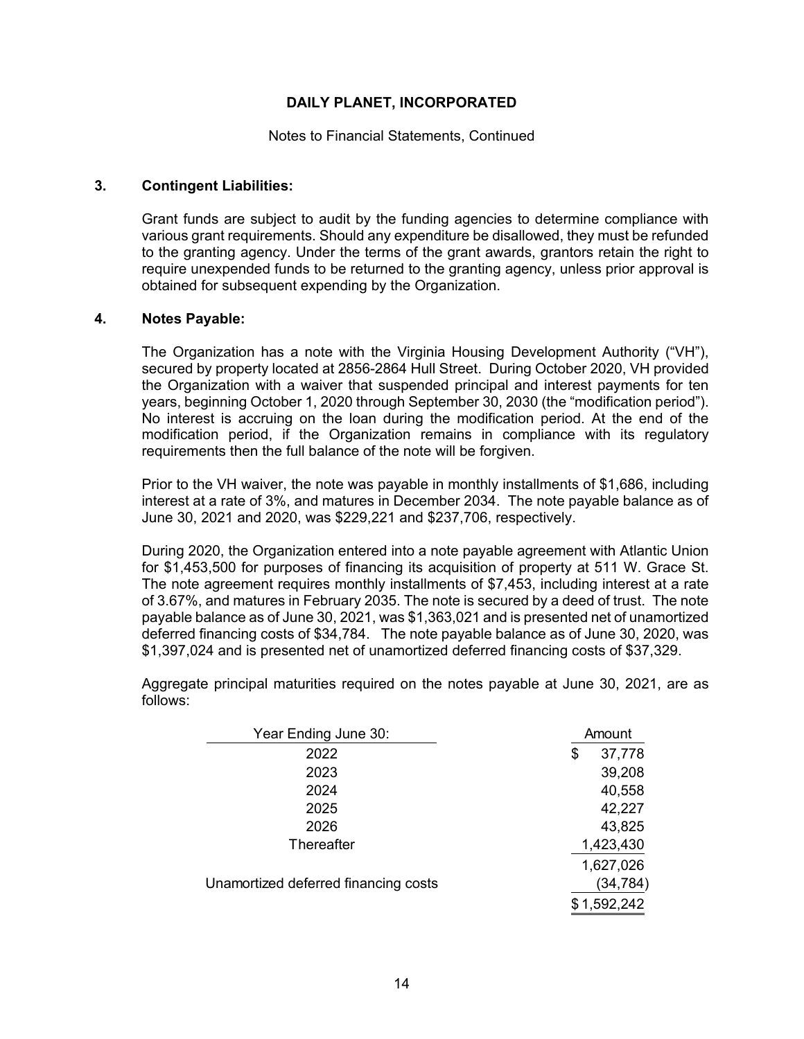**DAILY PLANET, INCORPORATED**

Notes to Financial Statements, Continued

### 3. Contingent Liabilities:

Grant funds are subject to audit by the funding agencies to determine compliance with various grant requirements. Should any expenditure be disallowed, they must be refunded to the granting agency. Under the terms of the grant awards, grantors retain the right to require unexpended funds to be returned to the granting agency, unless prior approval is obtained for subsequent expending by the Organization.

### 4. Notes Payable:

The Organization has a note with the Virginia Housing Development Authority ("VH"), secured by property located at 2856-2864 Hull Street. During October 2020, VH provided the Organization with a waiver that suspended principal and interest payments for ten years, beginning October 1, 2020 through September 30, 2030 (the "modification period"). No interest is accruing on the loan during the modification period. At the end of the modification period, if the Organization remains in compliance with its regulatory requirements then the full balance of the note will be forgiven.

Prior to the VH waiver, the note was payable in monthly installments of $1,686, including interest at a rate of 3%, and matures in December 2034. The note payable balance as of June 30, 2021 and 2020, was $229,221 and $237,706, respectively.

During 2020, the Organization entered into a note payable agreement with Atlantic Union for $1,453,500 for purposes of financing its acquisition of property at 511 W. Grace St. The note agreement requires monthly installments of $7,453, including interest at a rate of 3.67%, and matures in February 2035. The note is secured by a deed of trust. The note payable balance as of June 30, 2021, was $1,363,021 and is presented net of unamortized deferred financing costs of $34,784. The note payable balance as of June 30, 2020, was $1,397,024 and is presented net of unamortized deferred financing costs of $37,329.

Aggregate principal maturities required on the notes payable at June 30, 2021, are as follows:

| Year Ending June 30: | Amount |
|---|---|
| 2022 | $ 37,778 |
| 2023 | 39,208 |
| 2024 | 40,558 |
| 2025 | 42,227 |
| 2026 | 43,825 |
| Thereafter | 1,423,430 |
| | 1,627,026 |
| Unamortized deferred financing costs | (34,784) |
| | $ 1,592,242 |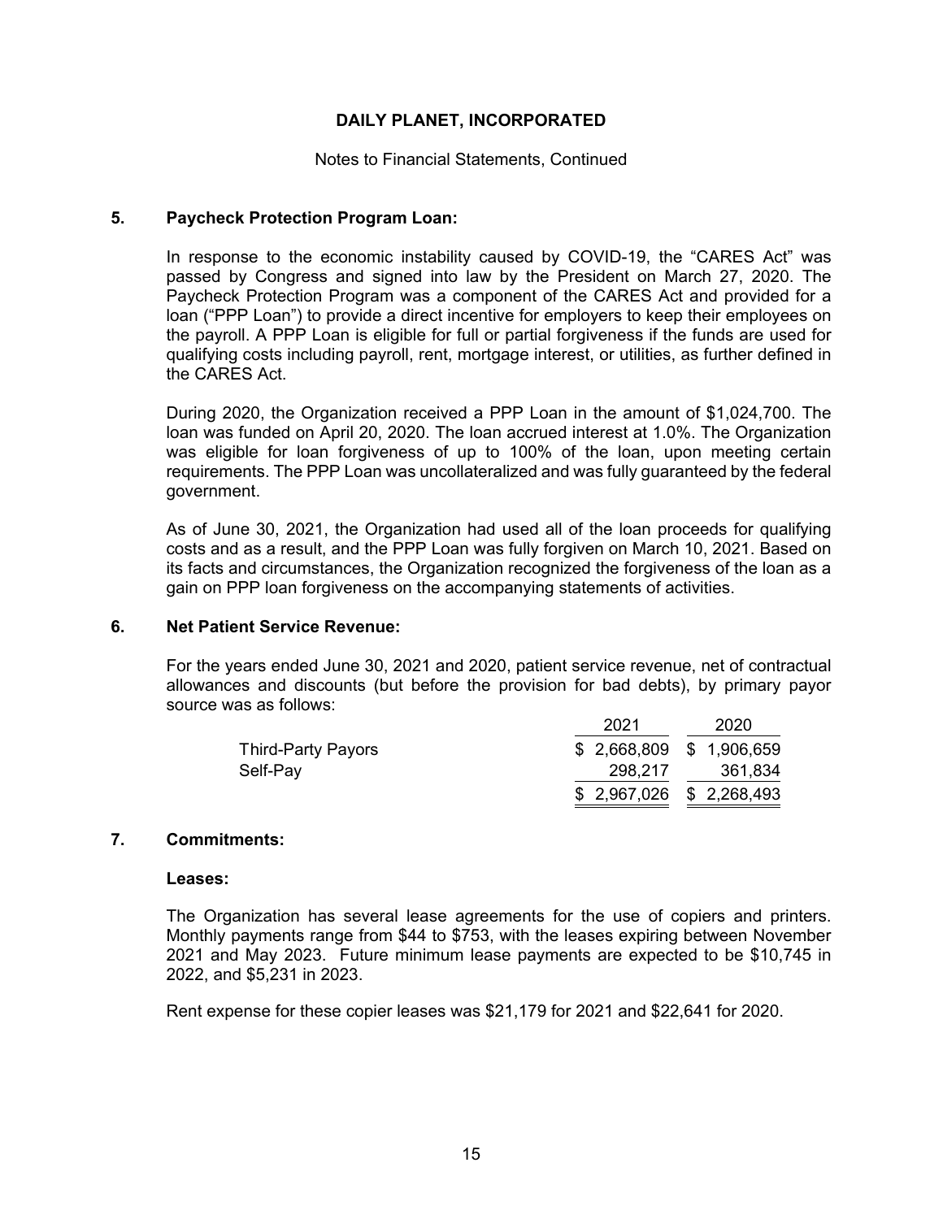# DAILY PLANET, INCORPORATED

Notes to Financial Statements, Continued

## 5. Paycheck Protection Program Loan:

In response to the economic instability caused by COVID-19, the "CARES Act" was passed by Congress and signed into law by the President on March 27, 2020. The Paycheck Protection Program was a component of the CARES Act and provided for a loan ("PPP Loan") to provide a direct incentive for employers to keep their employees on the payroll. A PPP Loan is eligible for full or partial forgiveness if the funds are used for qualifying costs including payroll, rent, mortgage interest, or utilities, as further defined in the CARES Act.

During 2020, the Organization received a PPP Loan in the amount of $1,024,700. The loan was funded on April 20, 2020. The loan accrued interest at 1.0%. The Organization was eligible for loan forgiveness of up to 100% of the loan, upon meeting certain requirements. The PPP Loan was uncollateralized and was fully guaranteed by the federal government.

As of June 30, 2021, the Organization had used all of the loan proceeds for qualifying costs and as a result, and the PPP Loan was fully forgiven on March 10, 2021. Based on its facts and circumstances, the Organization recognized the forgiveness of the loan as a gain on PPP loan forgiveness on the accompanying statements of activities.

## 6. Net Patient Service Revenue:

For the years ended June 30, 2021 and 2020, patient service revenue, net of contractual allowances and discounts (but before the provision for bad debts), by primary payor source was as follows:

| | 2021 | 2020 |
|---|---|---|
| Third-Party Payors | $ 2,668,809 | $ 1,906,659 |
| Self-Pay | 298,217 | 361,834 |
| | $ 2,967,026 | $ 2,268,493 |

## 7. Commitments:

### Leases:

The Organization has several lease agreements for the use of copiers and printers. Monthly payments range from $44 to $753, with the leases expiring between November 2021 and May 2023. Future minimum lease payments are expected to be $10,745 in 2022, and $5,231 in 2023.

Rent expense for these copier leases was $21,179 for 2021 and $22,641 for 2020.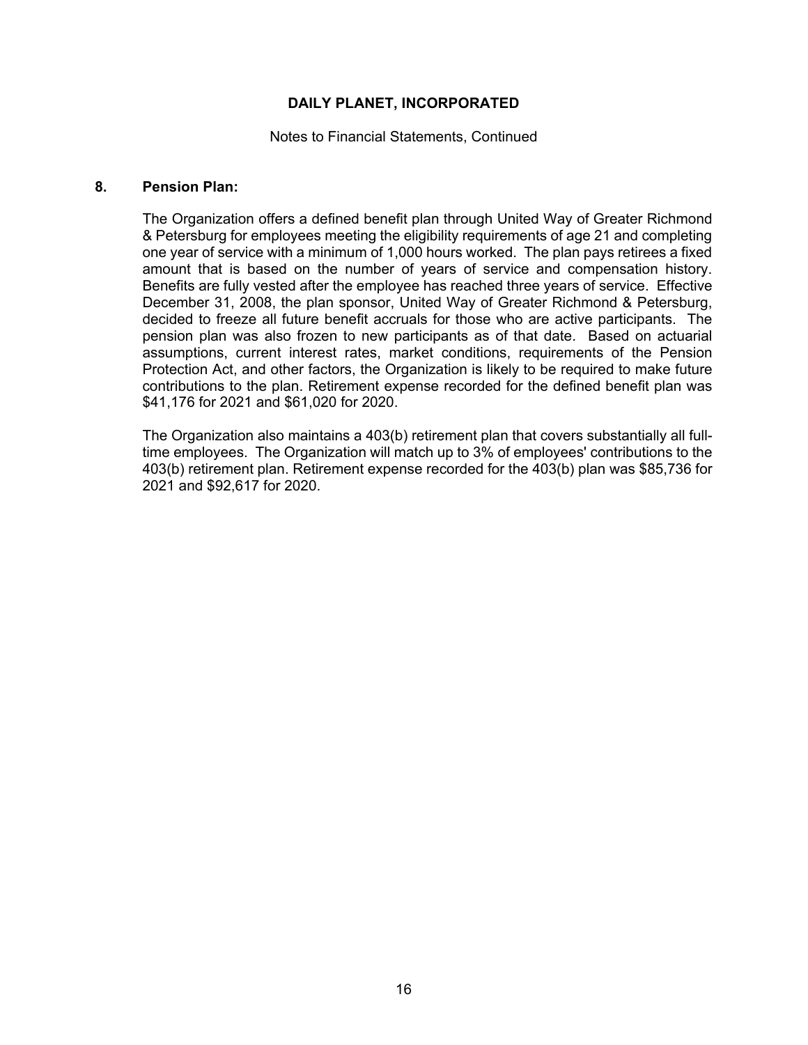**DAILY PLANET, INCORPORATED**

Notes to Financial Statements, Continued

## 8. Pension Plan:

The Organization offers a defined benefit plan through United Way of Greater Richmond & Petersburg for employees meeting the eligibility requirements of age 21 and completing one year of service with a minimum of 1,000 hours worked. The plan pays retirees a fixed amount that is based on the number of years of service and compensation history. Benefits are fully vested after the employee has reached three years of service. Effective December 31, 2008, the plan sponsor, United Way of Greater Richmond & Petersburg, decided to freeze all future benefit accruals for those who are active participants. The pension plan was also frozen to new participants as of that date. Based on actuarial assumptions, current interest rates, market conditions, requirements of the Pension Protection Act, and other factors, the Organization is likely to be required to make future contributions to the plan. Retirement expense recorded for the defined benefit plan was $41,176 for 2021 and $61,020 for 2020.

The Organization also maintains a 403(b) retirement plan that covers substantially all full-time employees. The Organization will match up to 3% of employees' contributions to the 403(b) retirement plan. Retirement expense recorded for the 403(b) plan was $85,736 for 2021 and $92,617 for 2020.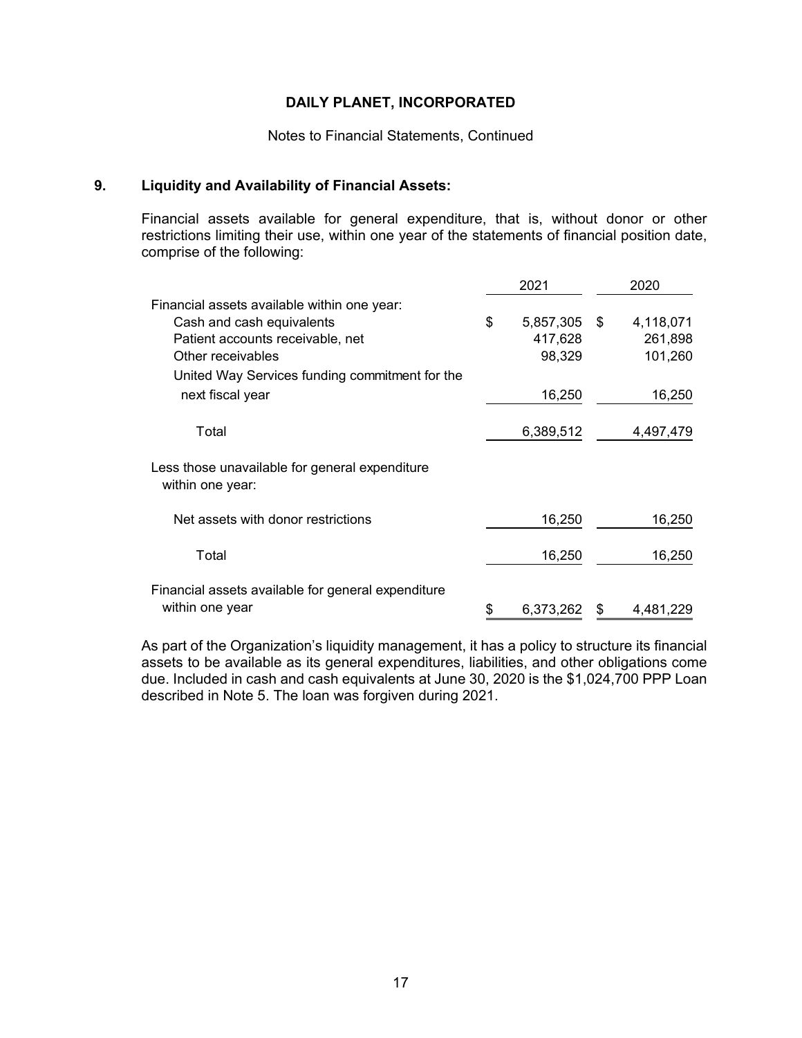**DAILY PLANET, INCORPORATED**

Notes to Financial Statements, Continued

## 9. Liquidity and Availability of Financial Assets:

Financial assets available for general expenditure, that is, without donor or other restrictions limiting their use, within one year of the statements of financial position date, comprise of the following:

| | 2021 | 2020 |
|---|---|---|
| Financial assets available within one year: | | |
| Cash and cash equivalents | $ 5,857,305 | $ 4,118,071 |
| Patient accounts receivable, net | 417,628 | 261,898 |
| Other receivables | 98,329 | 101,260 |
| United Way Services funding commitment for the next fiscal year | 16,250 | 16,250 |
| Total | 6,389,512 | 4,497,479 |
| Less those unavailable for general expenditure within one year: | | |
| Net assets with donor restrictions | 16,250 | 16,250 |
| Total | 16,250 | 16,250 |
| Financial assets available for general expenditure within one year | $ 6,373,262 | $ 4,481,229 |

As part of the Organization's liquidity management, it has a policy to structure its financial assets to be available as its general expenditures, liabilities, and other obligations come due. Included in cash and cash equivalents at June 30, 2020 is the $1,024,700 PPP Loan described in Note 5. The loan was forgiven during 2021.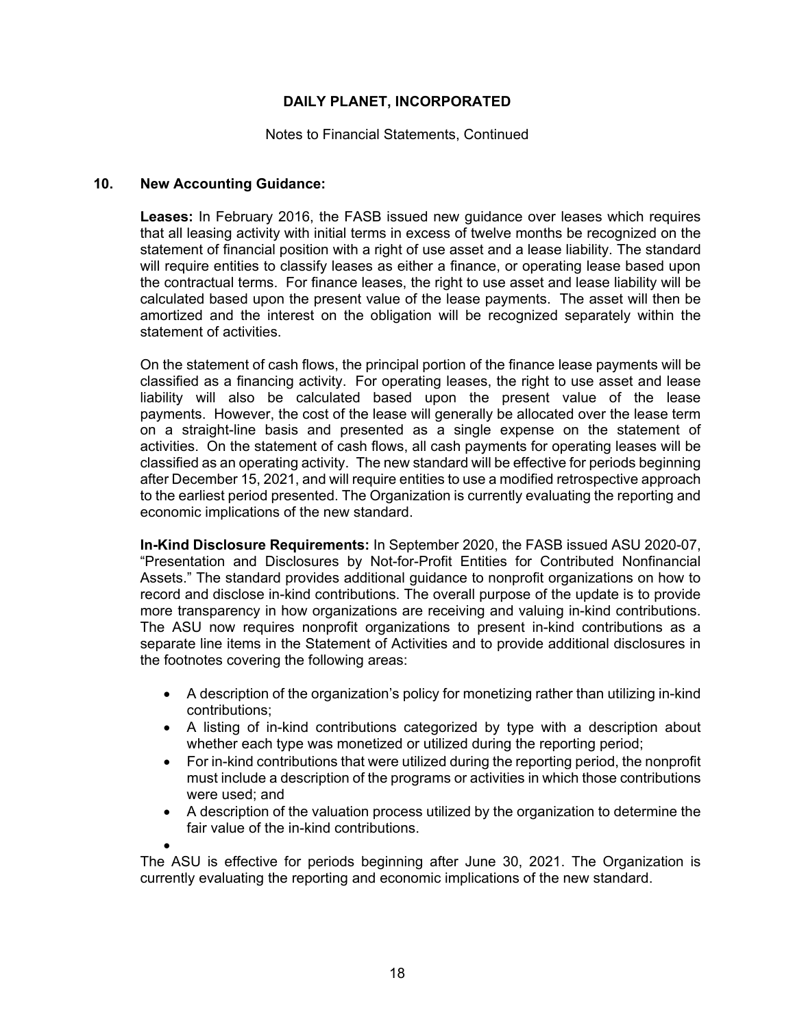## 10. New Accounting Guidance:

**Leases:** In February 2016, the FASB issued new guidance over leases which requires that all leasing activity with initial terms in excess of twelve months be recognized on the statement of financial position with a right of use asset and a lease liability. The standard will require entities to classify leases as either a finance, or operating lease based upon the contractual terms. For finance leases, the right to use asset and lease liability will be calculated based upon the present value of the lease payments. The asset will then be amortized and the interest on the obligation will be recognized separately within the statement of activities.

On the statement of cash flows, the principal portion of the finance lease payments will be classified as a financing activity. For operating leases, the right to use asset and lease liability will also be calculated based upon the present value of the lease payments. However, the cost of the lease will generally be allocated over the lease term on a straight-line basis and presented as a single expense on the statement of activities. On the statement of cash flows, all cash payments for operating leases will be classified as an operating activity. The new standard will be effective for periods beginning after December 15, 2021, and will require entities to use a modified retrospective approach to the earliest period presented. The Organization is currently evaluating the reporting and economic implications of the new standard.

**In-Kind Disclosure Requirements:** In September 2020, the FASB issued ASU 2020-07, "Presentation and Disclosures by Not-for-Profit Entities for Contributed Nonfinancial Assets." The standard provides additional guidance to nonprofit organizations on how to record and disclose in-kind contributions. The overall purpose of the update is to provide more transparency in how organizations are receiving and valuing in-kind contributions. The ASU now requires nonprofit organizations to present in-kind contributions as a separate line items in the Statement of Activities and to provide additional disclosures in the footnotes covering the following areas:

- A description of the organization's policy for monetizing rather than utilizing in-kind contributions;
- A listing of in-kind contributions categorized by type with a description about whether each type was monetized or utilized during the reporting period;
- For in-kind contributions that were utilized during the reporting period, the nonprofit must include a description of the programs or activities in which those contributions were used; and
- A description of the valuation process utilized by the organization to determine the fair value of the in-kind contributions.

The ASU is effective for periods beginning after June 30, 2021. The Organization is currently evaluating the reporting and economic implications of the new standard.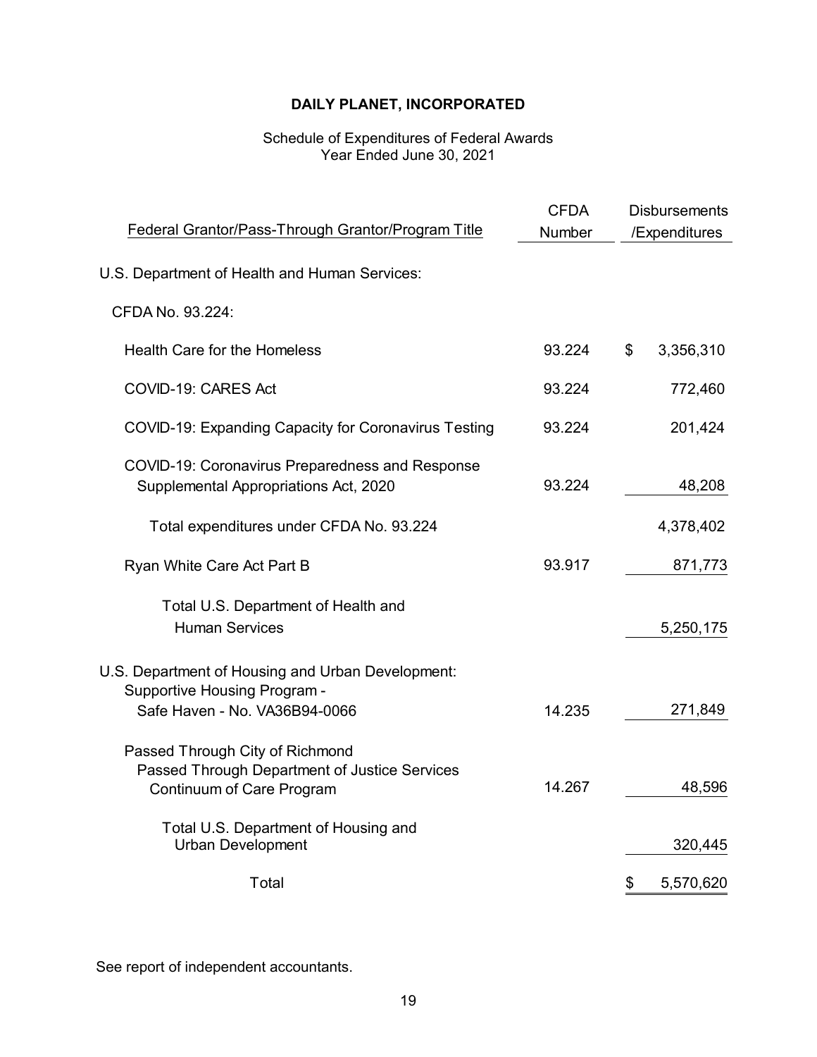**DAILY PLANET, INCORPORATED**

Schedule of Expenditures of Federal Awards
Year Ended June 30, 2021

| Federal Grantor/Pass-Through Grantor/Program Title | CFDA Number | Disbursements /Expenditures |
|---|---|---|
| U.S. Department of Health and Human Services: | | |
| CFDA No. 93.224: | | |
| Health Care for the Homeless | 93.224 | $ 3,356,310 |
| COVID-19: CARES Act | 93.224 | 772,460 |
| COVID-19: Expanding Capacity for Coronavirus Testing | 93.224 | 201,424 |
| COVID-19: Coronavirus Preparedness and Response Supplemental Appropriations Act, 2020 | 93.224 | 48,208 |
| Total expenditures under CFDA No. 93.224 | | 4,378,402 |
| Ryan White Care Act Part B | 93.917 | 871,773 |
| Total U.S. Department of Health and Human Services | | 5,250,175 |
| U.S. Department of Housing and Urban Development: Supportive Housing Program - Safe Haven - No. VA36B94-0066 | 14.235 | 271,849 |
| Passed Through City of Richmond Passed Through Department of Justice Services Continuum of Care Program | 14.267 | 48,596 |
| Total U.S. Department of Housing and Urban Development | | 320,445 |
| Total | | $ 5,570,620 |

See report of independent accountants.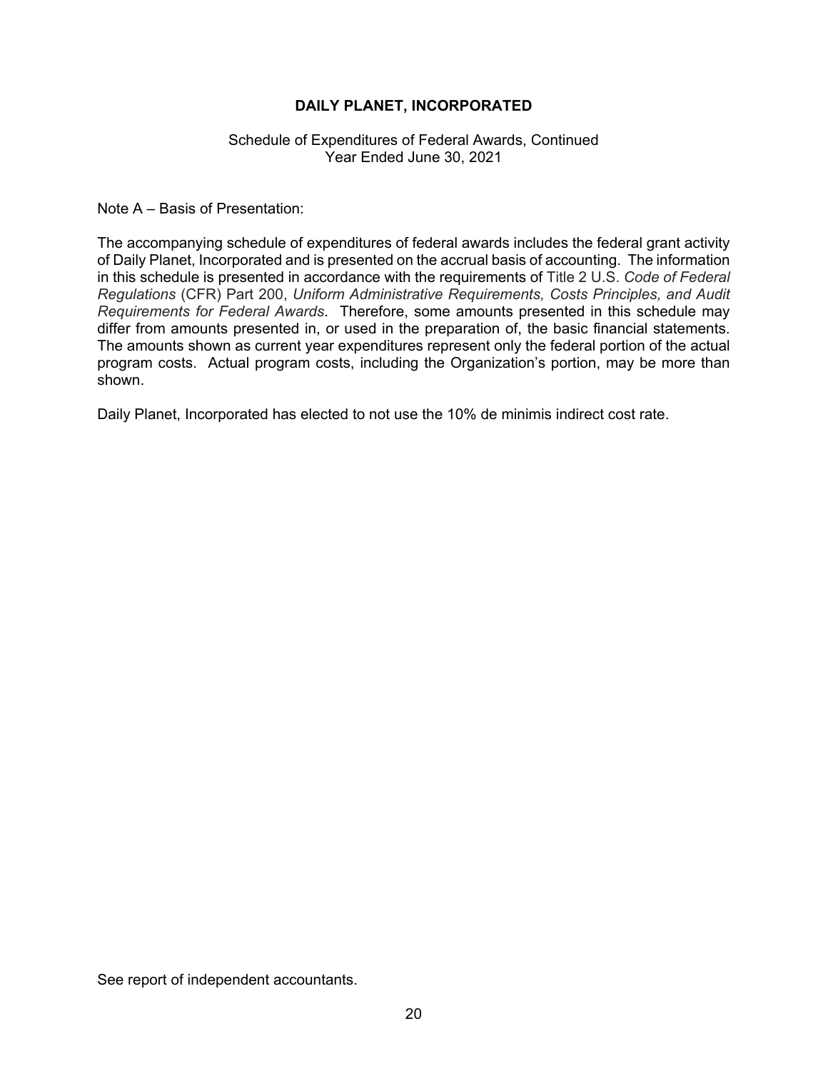# DAILY PLANET, INCORPORATED

Schedule of Expenditures of Federal Awards, Continued
Year Ended June 30, 2021

Note A – Basis of Presentation:

The accompanying schedule of expenditures of federal awards includes the federal grant activity of Daily Planet, Incorporated and is presented on the accrual basis of accounting. The information in this schedule is presented in accordance with the requirements of Title 2 U.S. *Code of Federal Regulations* (CFR) Part 200, *Uniform Administrative Requirements, Costs Principles, and Audit Requirements for Federal Awards*. Therefore, some amounts presented in this schedule may differ from amounts presented in, or used in the preparation of, the basic financial statements. The amounts shown as current year expenditures represent only the federal portion of the actual program costs. Actual program costs, including the Organization's portion, may be more than shown.

Daily Planet, Incorporated has elected to not use the 10% de minimis indirect cost rate.

See report of independent accountants.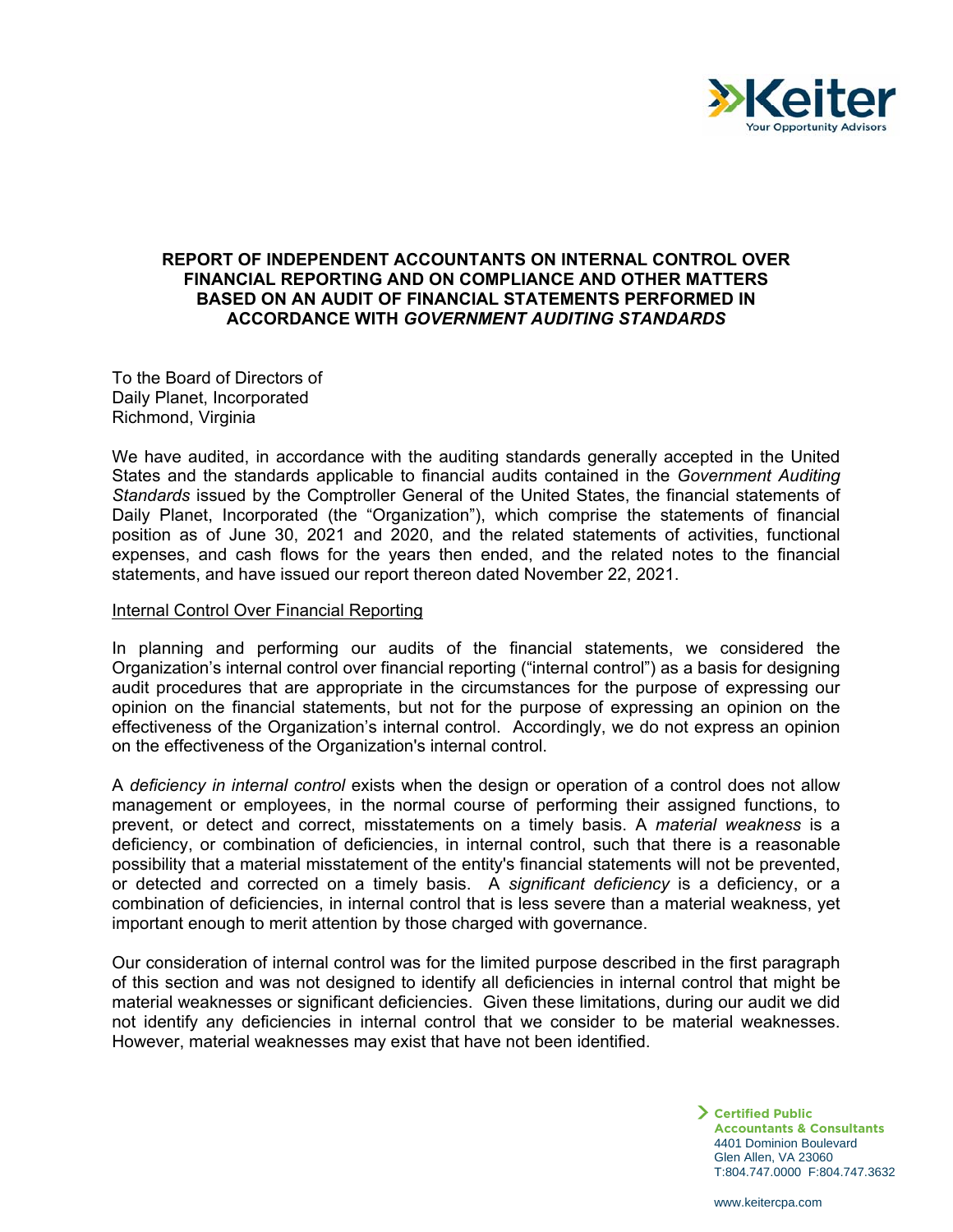# REPORT OF INDEPENDENT ACCOUNTANTS ON INTERNAL CONTROL OVER FINANCIAL REPORTING AND ON COMPLIANCE AND OTHER MATTERS BASED ON AN AUDIT OF FINANCIAL STATEMENTS PERFORMED IN ACCORDANCE WITH *GOVERNMENT AUDITING STANDARDS*

To the Board of Directors of
Daily Planet, Incorporated
Richmond, Virginia

We have audited, in accordance with the auditing standards generally accepted in the United States and the standards applicable to financial audits contained in the *Government Auditing Standards* issued by the Comptroller General of the United States, the financial statements of Daily Planet, Incorporated (the "Organization"), which comprise the statements of financial position as of June 30, 2021 and 2020, and the related statements of activities, functional expenses, and cash flows for the years then ended, and the related notes to the financial statements, and have issued our report thereon dated November 22, 2021.

## Internal Control Over Financial Reporting

In planning and performing our audits of the financial statements, we considered the Organization's internal control over financial reporting ("internal control") as a basis for designing audit procedures that are appropriate in the circumstances for the purpose of expressing our opinion on the financial statements, but not for the purpose of expressing an opinion on the effectiveness of the Organization's internal control. Accordingly, we do not express an opinion on the effectiveness of the Organization's internal control.

A *deficiency in internal control* exists when the design or operation of a control does not allow management or employees, in the normal course of performing their assigned functions, to prevent, or detect and correct, misstatements on a timely basis. A *material weakness* is a deficiency, or combination of deficiencies, in internal control, such that there is a reasonable possibility that a material misstatement of the entity's financial statements will not be prevented, or detected and corrected on a timely basis. A *significant deficiency* is a deficiency, or a combination of deficiencies, in internal control that is less severe than a material weakness, yet important enough to merit attention by those charged with governance.

Our consideration of internal control was for the limited purpose described in the first paragraph of this section and was not designed to identify all deficiencies in internal control that might be material weaknesses or significant deficiencies. Given these limitations, during our audit we did not identify any deficiencies in internal control that we consider to be material weaknesses. However, material weaknesses may exist that have not been identified.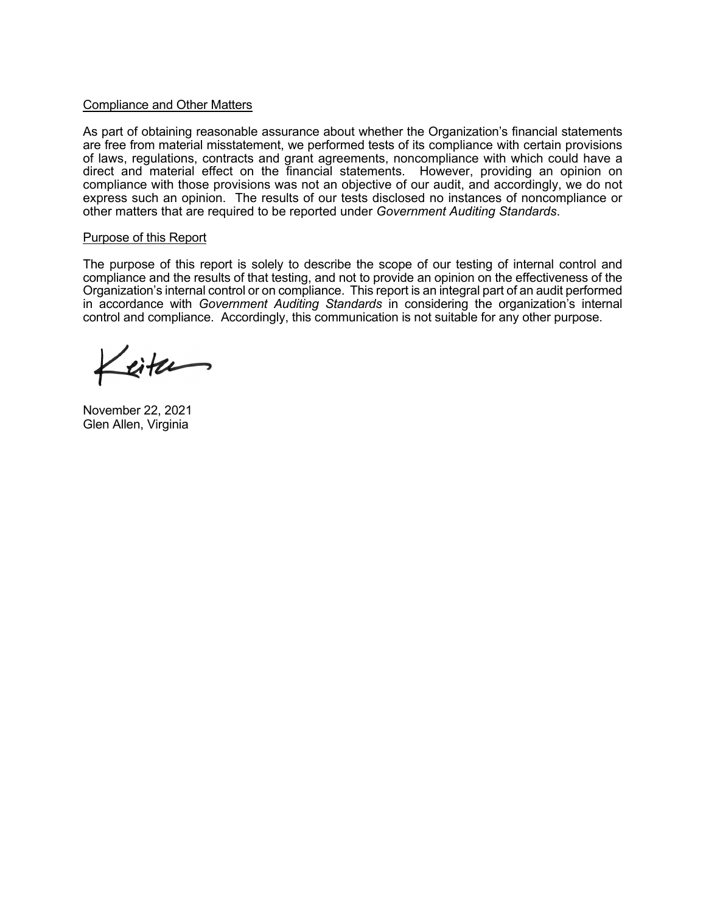Compliance and Other Matters

As part of obtaining reasonable assurance about whether the Organization's financial statements are free from material misstatement, we performed tests of its compliance with certain provisions of laws, regulations, contracts and grant agreements, noncompliance with which could have a direct and material effect on the financial statements. However, providing an opinion on compliance with those provisions was not an objective of our audit, and accordingly, we do not express such an opinion. The results of our tests disclosed no instances of noncompliance or other matters that are required to be reported under *Government Auditing Standards*.

Purpose of this Report

The purpose of this report is solely to describe the scope of our testing of internal control and compliance and the results of that testing, and not to provide an opinion on the effectiveness of the Organization's internal control or on compliance. This report is an integral part of an audit performed in accordance with *Government Auditing Standards* in considering the organization's internal control and compliance. Accordingly, this communication is not suitable for any other purpose.

Keiter

November 22, 2021
Glen Allen, Virginia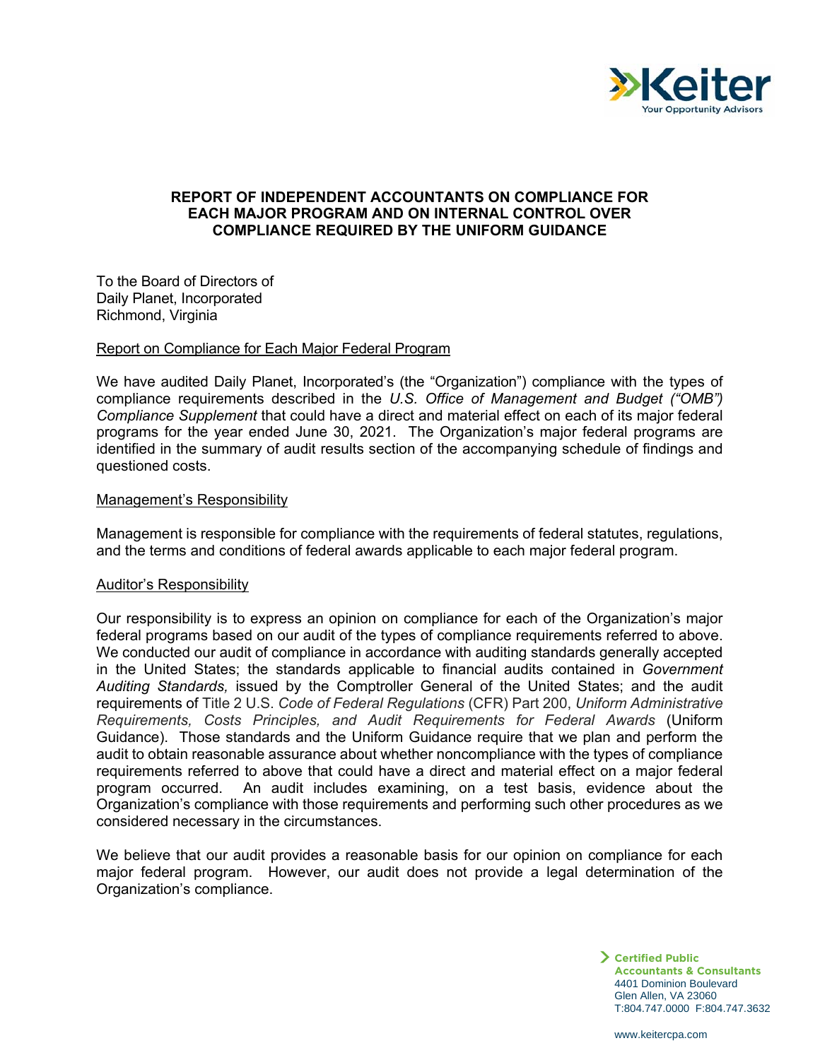# REPORT OF INDEPENDENT ACCOUNTANTS ON COMPLIANCE FOR EACH MAJOR PROGRAM AND ON INTERNAL CONTROL OVER COMPLIANCE REQUIRED BY THE UNIFORM GUIDANCE

To the Board of Directors of
Daily Planet, Incorporated
Richmond, Virginia

## Report on Compliance for Each Major Federal Program

We have audited Daily Planet, Incorporated's (the "Organization") compliance with the types of compliance requirements described in the *U.S. Office of Management and Budget ("OMB") Compliance Supplement* that could have a direct and material effect on each of its major federal programs for the year ended June 30, 2021. The Organization's major federal programs are identified in the summary of audit results section of the accompanying schedule of findings and questioned costs.

## Management's Responsibility

Management is responsible for compliance with the requirements of federal statutes, regulations, and the terms and conditions of federal awards applicable to each major federal program.

## Auditor's Responsibility

Our responsibility is to express an opinion on compliance for each of the Organization's major federal programs based on our audit of the types of compliance requirements referred to above. We conducted our audit of compliance in accordance with auditing standards generally accepted in the United States; the standards applicable to financial audits contained in *Government Auditing Standards,* issued by the Comptroller General of the United States; and the audit requirements of Title 2 U.S. *Code of Federal Regulations* (CFR) Part 200, *Uniform Administrative Requirements, Costs Principles, and Audit Requirements for Federal Awards* (Uniform Guidance). Those standards and the Uniform Guidance require that we plan and perform the audit to obtain reasonable assurance about whether noncompliance with the types of compliance requirements referred to above that could have a direct and material effect on a major federal program occurred. An audit includes examining, on a test basis, evidence about the Organization's compliance with those requirements and performing such other procedures as we considered necessary in the circumstances.

We believe that our audit provides a reasonable basis for our opinion on compliance for each major federal program. However, our audit does not provide a legal determination of the Organization's compliance.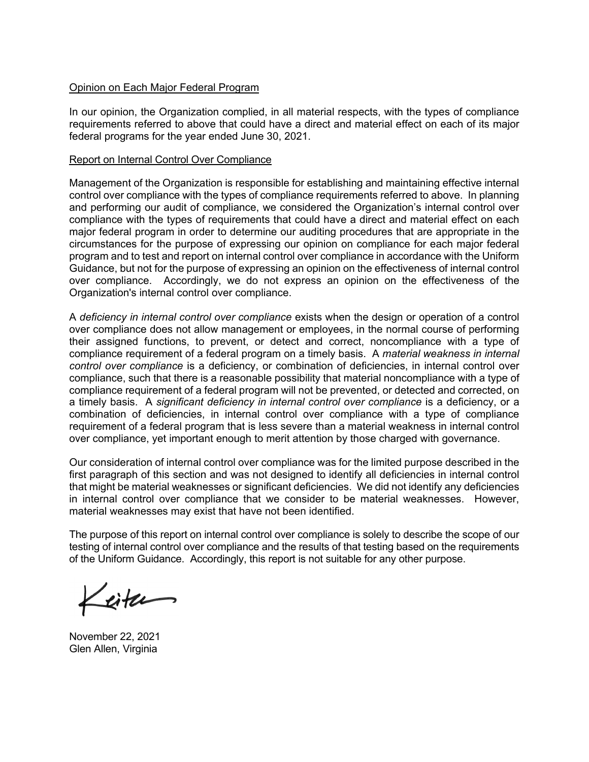Opinion on Each Major Federal Program

In our opinion, the Organization complied, in all material respects, with the types of compliance requirements referred to above that could have a direct and material effect on each of its major federal programs for the year ended June 30, 2021.

Report on Internal Control Over Compliance

Management of the Organization is responsible for establishing and maintaining effective internal control over compliance with the types of compliance requirements referred to above. In planning and performing our audit of compliance, we considered the Organization's internal control over compliance with the types of requirements that could have a direct and material effect on each major federal program in order to determine our auditing procedures that are appropriate in the circumstances for the purpose of expressing our opinion on compliance for each major federal program and to test and report on internal control over compliance in accordance with the Uniform Guidance, but not for the purpose of expressing an opinion on the effectiveness of internal control over compliance. Accordingly, we do not express an opinion on the effectiveness of the Organization's internal control over compliance.

A *deficiency in internal control over compliance* exists when the design or operation of a control over compliance does not allow management or employees, in the normal course of performing their assigned functions, to prevent, or detect and correct, noncompliance with a type of compliance requirement of a federal program on a timely basis. A *material weakness in internal control over compliance* is a deficiency, or combination of deficiencies, in internal control over compliance, such that there is a reasonable possibility that material noncompliance with a type of compliance requirement of a federal program will not be prevented, or detected and corrected, on a timely basis. A *significant deficiency in internal control over compliance* is a deficiency, or a combination of deficiencies, in internal control over compliance with a type of compliance requirement of a federal program that is less severe than a material weakness in internal control over compliance, yet important enough to merit attention by those charged with governance.

Our consideration of internal control over compliance was for the limited purpose described in the first paragraph of this section and was not designed to identify all deficiencies in internal control that might be material weaknesses or significant deficiencies. We did not identify any deficiencies in internal control over compliance that we consider to be material weaknesses. However, material weaknesses may exist that have not been identified.

The purpose of this report on internal control over compliance is solely to describe the scope of our testing of internal control over compliance and the results of that testing based on the requirements of the Uniform Guidance. Accordingly, this report is not suitable for any other purpose.

Keiter

November 22, 2021
Glen Allen, Virginia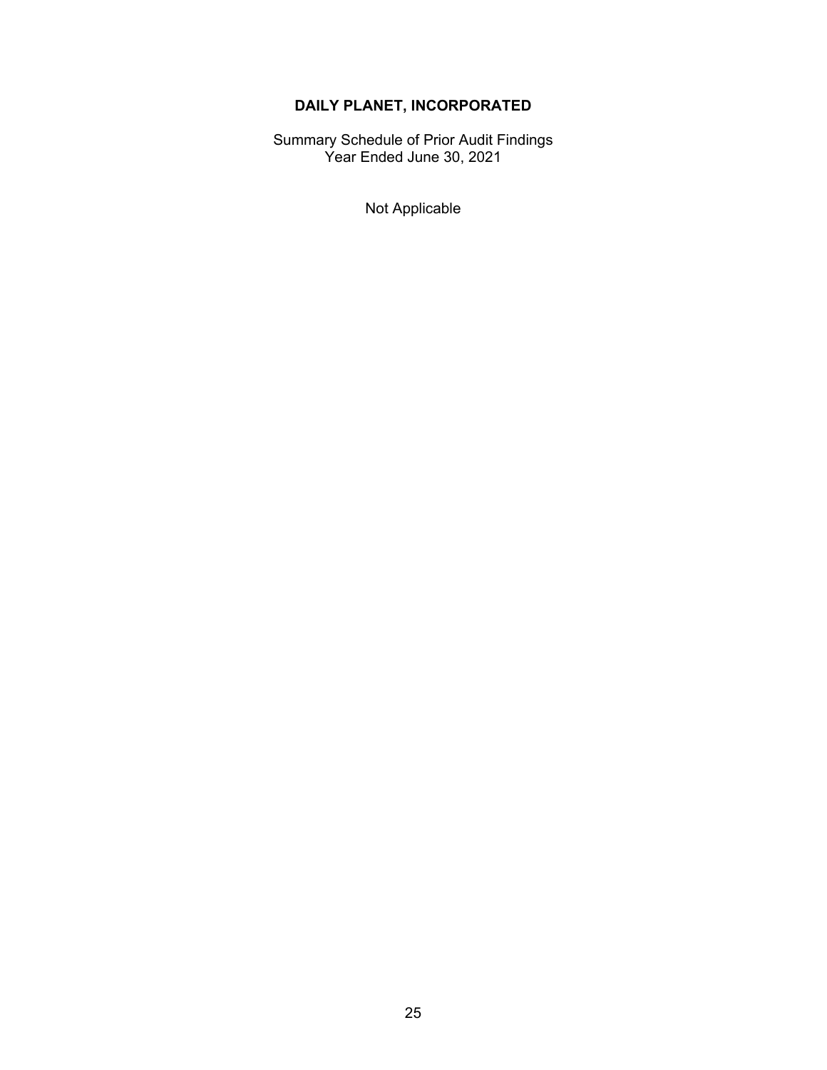# DAILY PLANET, INCORPORATED

Summary Schedule of Prior Audit Findings
Year Ended June 30, 2021

Not Applicable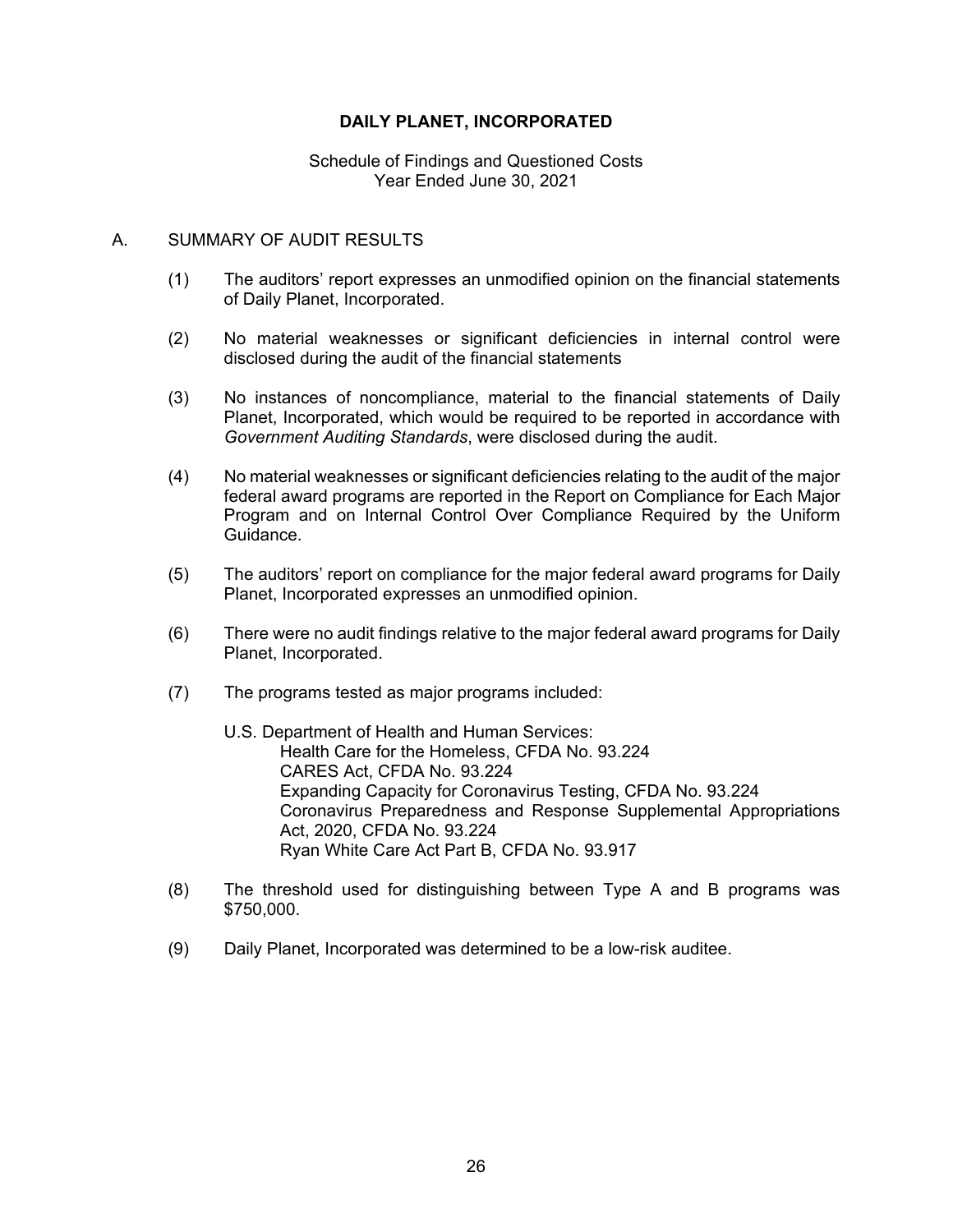# DAILY PLANET, INCORPORATED

Schedule of Findings and Questioned Costs
Year Ended June 30, 2021

## A. SUMMARY OF AUDIT RESULTS

(1) The auditors' report expresses an unmodified opinion on the financial statements of Daily Planet, Incorporated.

(2) No material weaknesses or significant deficiencies in internal control were disclosed during the audit of the financial statements

(3) No instances of noncompliance, material to the financial statements of Daily Planet, Incorporated, which would be required to be reported in accordance with *Government Auditing Standards*, were disclosed during the audit.

(4) No material weaknesses or significant deficiencies relating to the audit of the major federal award programs are reported in the Report on Compliance for Each Major Program and on Internal Control Over Compliance Required by the Uniform Guidance.

(5) The auditors' report on compliance for the major federal award programs for Daily Planet, Incorporated expresses an unmodified opinion.

(6) There were no audit findings relative to the major federal award programs for Daily Planet, Incorporated.

(7) The programs tested as major programs included:

U.S. Department of Health and Human Services:
- Health Care for the Homeless, CFDA No. 93.224
- CARES Act, CFDA No. 93.224
- Expanding Capacity for Coronavirus Testing, CFDA No. 93.224
- Coronavirus Preparedness and Response Supplemental Appropriations Act, 2020, CFDA No. 93.224
- Ryan White Care Act Part B, CFDA No. 93.917

(8) The threshold used for distinguishing between Type A and B programs was $750,000.

(9) Daily Planet, Incorporated was determined to be a low-risk auditee.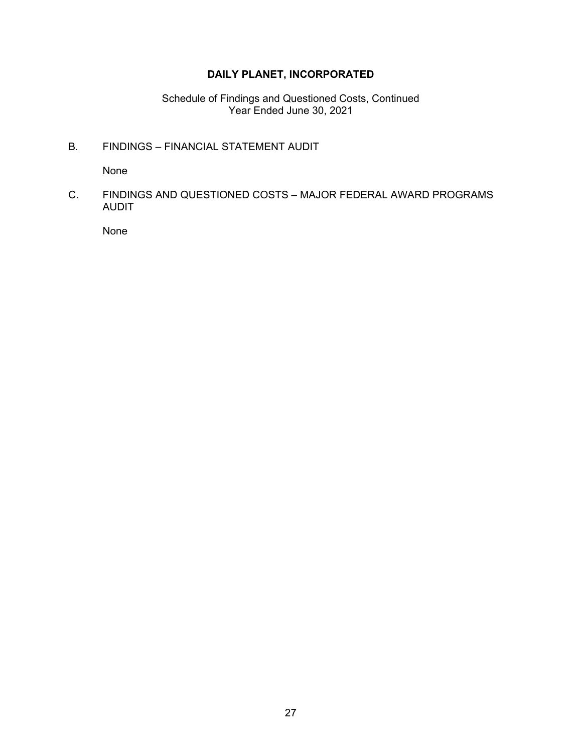# DAILY PLANET, INCORPORATED

Schedule of Findings and Questioned Costs, Continued
Year Ended June 30, 2021

## B. FINDINGS – FINANCIAL STATEMENT AUDIT

None

## C. FINDINGS AND QUESTIONED COSTS – MAJOR FEDERAL AWARD PROGRAMS AUDIT

None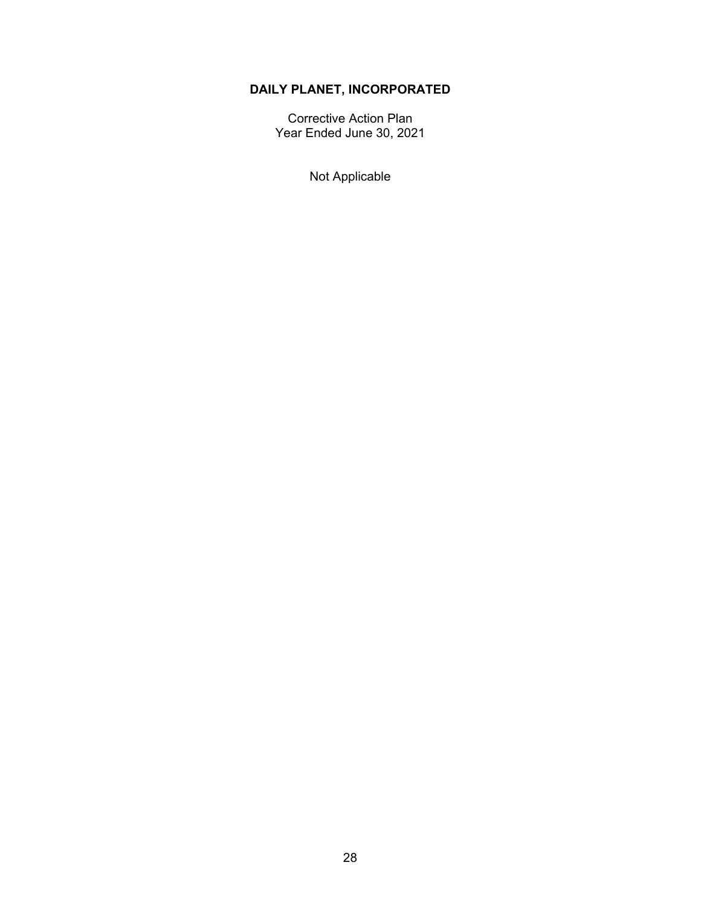# DAILY PLANET, INCORPORATED

Corrective Action Plan
Year Ended June 30, 2021

Not Applicable